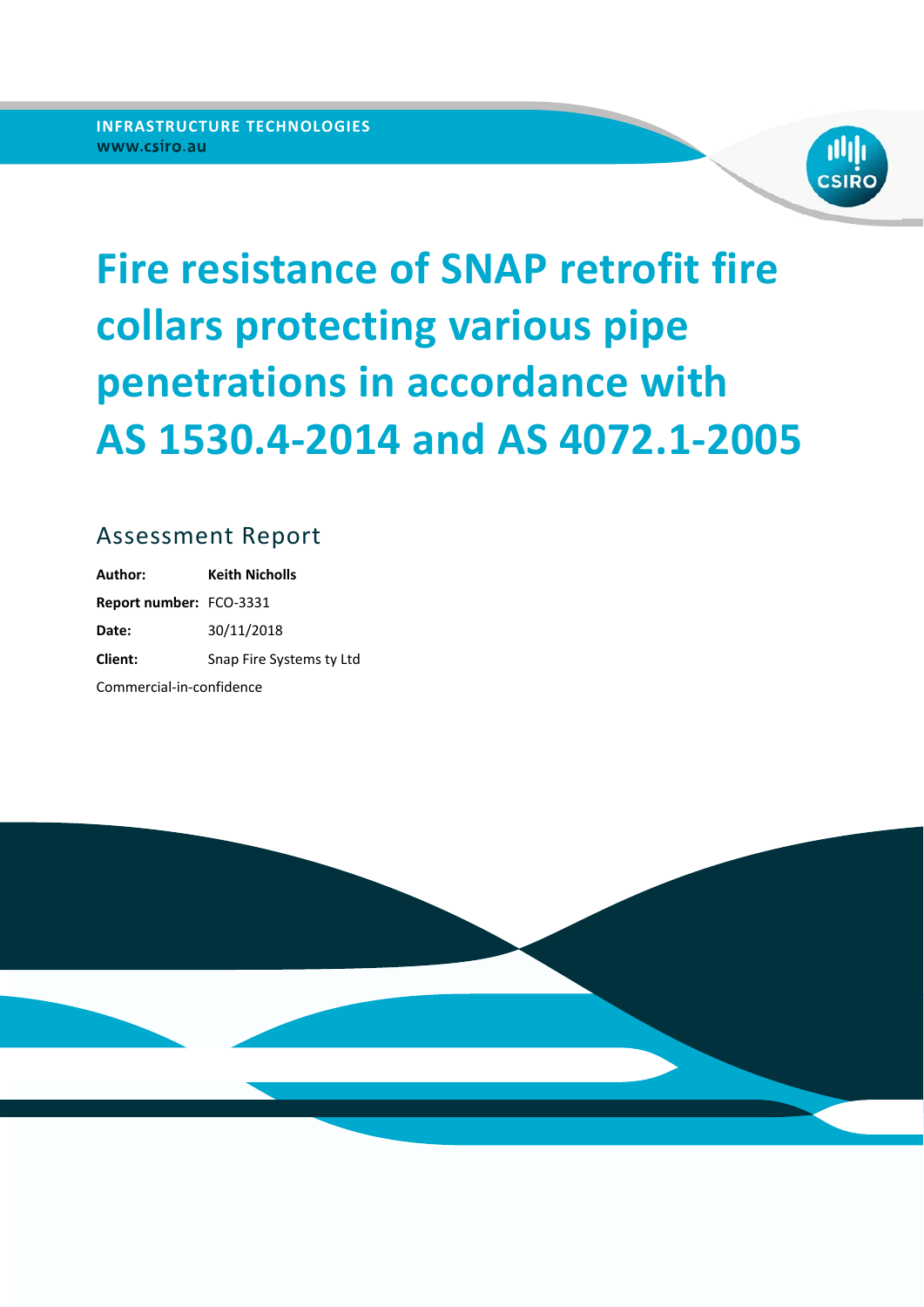INFRASTRUCTURE TECHNOLOGIES
www.csiro.au

# Fire resistance of SNAP retrofit fire collars protecting various pipe penetrations in accordance with AS 1530.4-2014 and AS 4072.1-2005

## Assessment Report

**Author:** **Keith Nicholls**

**Report number:** FCO-3331

**Date:** 30/11/2018

**Client:** Snap Fire Systems ty Ltd

Commercial-in-confidence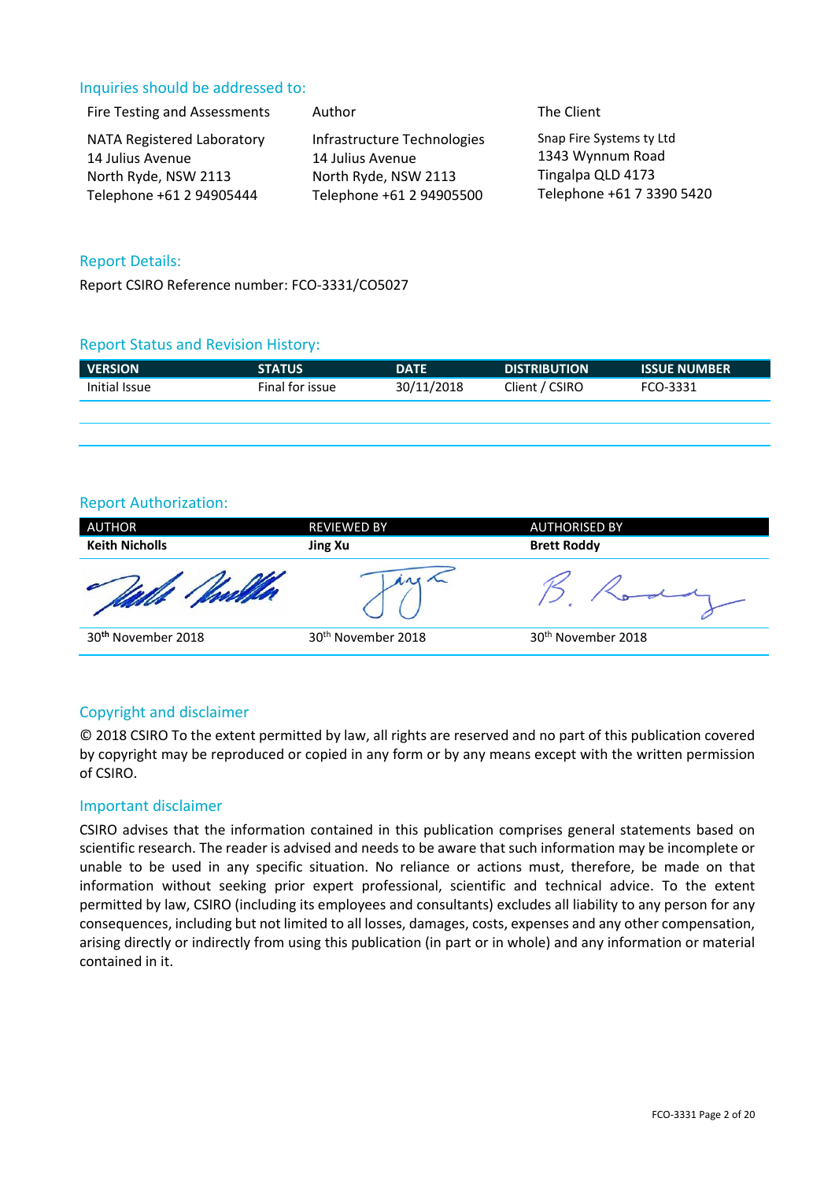## Inquiries should be addressed to:

| Fire Testing and Assessments | Author | The Client |
|---|---|---|
| NATA Registered Laboratory<br>14 Julius Avenue<br>North Ryde, NSW 2113<br>Telephone +61 2 94905444 | Infrastructure Technologies<br>14 Julius Avenue<br>North Ryde, NSW 2113<br>Telephone +61 2 94905500 | Snap Fire Systems ty Ltd<br>1343 Wynnum Road<br>Tingalpa QLD 4173<br>Telephone +61 7 3390 5420 |

## Report Details:

Report CSIRO Reference number: FCO-3331/CO5027

## Report Status and Revision History:

| VERSION | STATUS | DATE | DISTRIBUTION | ISSUE NUMBER |
|---|---|---|---|---|
| Initial Issue | Final for issue | 30/11/2018 | Client / CSIRO | FCO-3331 |
| | | | | |
| | | | | |

## Report Authorization:

| AUTHOR | REVIEWED BY | AUTHORISED BY |
|---|---|---|
| **Keith Nicholls** | **Jing Xu** | **Brett Roddy** |
| | | |
| 30th November 2018 | 30th November 2018 | 30th November 2018 |

## Copyright and disclaimer

© 2018 CSIRO To the extent permitted by law, all rights are reserved and no part of this publication covered by copyright may be reproduced or copied in any form or by any means except with the written permission of CSIRO.

## Important disclaimer

CSIRO advises that the information contained in this publication comprises general statements based on scientific research. The reader is advised and needs to be aware that such information may be incomplete or unable to be used in any specific situation. No reliance or actions must, therefore, be made on that information without seeking prior expert professional, scientific and technical advice. To the extent permitted by law, CSIRO (including its employees and consultants) excludes all liability to any person for any consequences, including but not limited to all losses, damages, costs, expenses and any other compensation, arising directly or indirectly from using this publication (in part or in whole) and any information or material contained in it.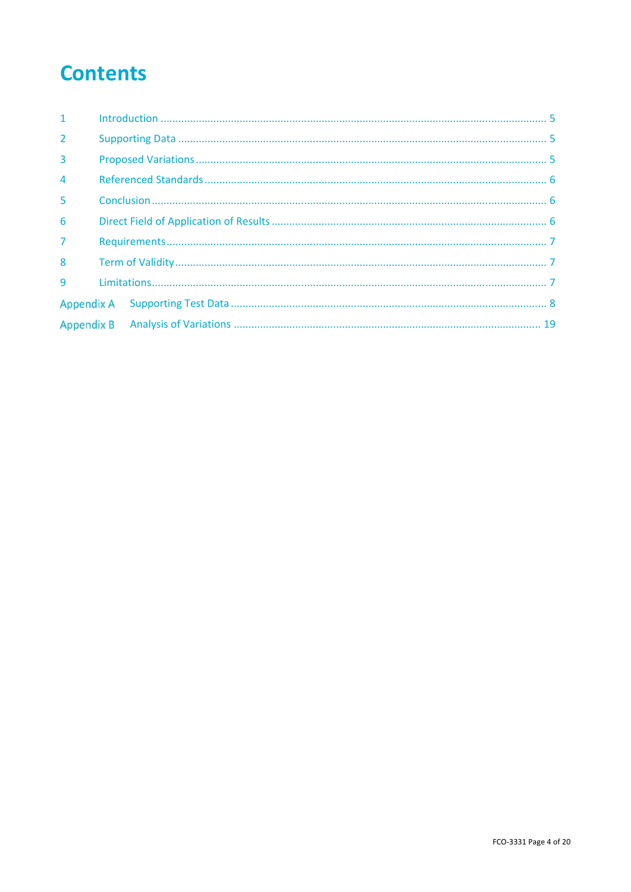# Contents

| | | |
|---|---|---|
| 1 | Introduction | 5 |
| 2 | Supporting Data | 5 |
| 3 | Proposed Variations | 5 |
| 4 | Referenced Standards | 6 |
| 5 | Conclusion | 6 |
| 6 | Direct Field of Application of Results | 6 |
| 7 | Requirements | 7 |
| 8 | Term of Validity | 7 |
| 9 | Limitations | 7 |
| Appendix A | Supporting Test Data | 8 |
| Appendix B | Analysis of Variations | 19 |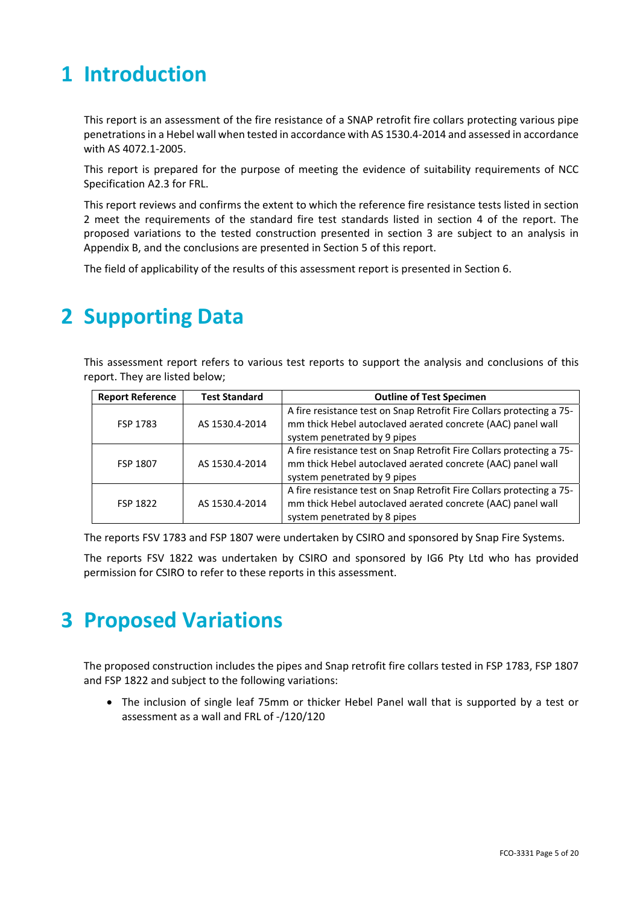# 1 Introduction

This report is an assessment of the fire resistance of a SNAP retrofit fire collars protecting various pipe penetrations in a Hebel wall when tested in accordance with AS 1530.4-2014 and assessed in accordance with AS 4072.1-2005.

This report is prepared for the purpose of meeting the evidence of suitability requirements of NCC Specification A2.3 for FRL.

This report reviews and confirms the extent to which the reference fire resistance tests listed in section 2 meet the requirements of the standard fire test standards listed in section 4 of the report. The proposed variations to the tested construction presented in section 3 are subject to an analysis in Appendix B, and the conclusions are presented in Section 5 of this report.

The field of applicability of the results of this assessment report is presented in Section 6.

# 2 Supporting Data

This assessment report refers to various test reports to support the analysis and conclusions of this report. They are listed below;

| Report Reference | Test Standard | Outline of Test Specimen |
|---|---|---|
| FSP 1783 | AS 1530.4-2014 | A fire resistance test on Snap Retrofit Fire Collars protecting a 75-mm thick Hebel autoclaved aerated concrete (AAC) panel wall system penetrated by 9 pipes |
| FSP 1807 | AS 1530.4-2014 | A fire resistance test on Snap Retrofit Fire Collars protecting a 75-mm thick Hebel autoclaved aerated concrete (AAC) panel wall system penetrated by 9 pipes |
| FSP 1822 | AS 1530.4-2014 | A fire resistance test on Snap Retrofit Fire Collars protecting a 75-mm thick Hebel autoclaved aerated concrete (AAC) panel wall system penetrated by 8 pipes |

The reports FSV 1783 and FSP 1807 were undertaken by CSIRO and sponsored by Snap Fire Systems.

The reports FSV 1822 was undertaken by CSIRO and sponsored by IG6 Pty Ltd who has provided permission for CSIRO to refer to these reports in this assessment.

# 3 Proposed Variations

The proposed construction includes the pipes and Snap retrofit fire collars tested in FSP 1783, FSP 1807 and FSP 1822 and subject to the following variations:

- The inclusion of single leaf 75mm or thicker Hebel Panel wall that is supported by a test or assessment as a wall and FRL of -/120/120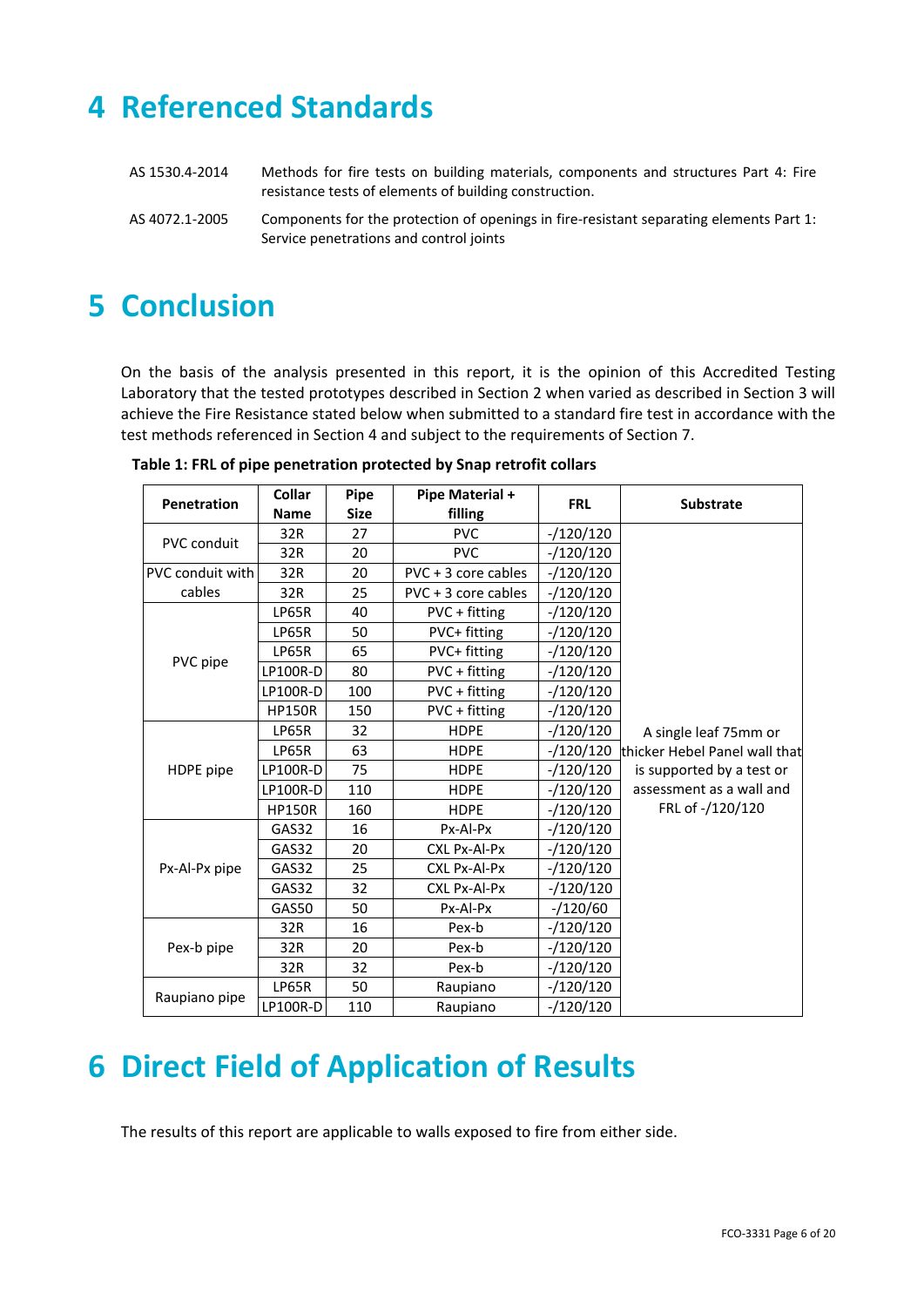# 4 Referenced Standards

AS 1530.4-2014 Methods for fire tests on building materials, components and structures Part 4: Fire resistance tests of elements of building construction.

AS 4072.1-2005 Components for the protection of openings in fire-resistant separating elements Part 1: Service penetrations and control joints

# 5 Conclusion

On the basis of the analysis presented in this report, it is the opinion of this Accredited Testing Laboratory that the tested prototypes described in Section 2 when varied as described in Section 3 will achieve the Fire Resistance stated below when submitted to a standard fire test in accordance with the test methods referenced in Section 4 and subject to the requirements of Section 7.

**Table 1: FRL of pipe penetration protected by Snap retrofit collars**

| Penetration | Collar Name | Pipe Size | Pipe Material + filling | FRL | Substrate |
|---|---|---|---|---|---|
| PVC conduit | 32R | 27 | PVC | -/120/120 | A single leaf 75mm or thicker Hebel Panel wall that is supported by a test or assessment as a wall and FRL of -/120/120 |
| | 32R | 20 | PVC | -/120/120 | |
| PVC conduit with cables | 32R | 20 | PVC + 3 core cables | -/120/120 | |
| | 32R | 25 | PVC + 3 core cables | -/120/120 | |
| PVC pipe | LP65R | 40 | PVC + fitting | -/120/120 | |
| | LP65R | 50 | PVC+ fitting | -/120/120 | |
| | LP65R | 65 | PVC+ fitting | -/120/120 | |
| | LP100R-D | 80 | PVC + fitting | -/120/120 | |
| | LP100R-D | 100 | PVC + fitting | -/120/120 | |
| | HP150R | 150 | PVC + fitting | -/120/120 | |
| HDPE pipe | LP65R | 32 | HDPE | -/120/120 | |
| | LP65R | 63 | HDPE | -/120/120 | |
| | LP100R-D | 75 | HDPE | -/120/120 | |
| | LP100R-D | 110 | HDPE | -/120/120 | |
| | HP150R | 160 | HDPE | -/120/120 | |
| Px-Al-Px pipe | GAS32 | 16 | Px-Al-Px | -/120/120 | |
| | GAS32 | 20 | CXL Px-Al-Px | -/120/120 | |
| | GAS32 | 25 | CXL Px-Al-Px | -/120/120 | |
| | GAS32 | 32 | CXL Px-Al-Px | -/120/120 | |
| | GAS50 | 50 | Px-Al-Px | -/120/60 | |
| Pex-b pipe | 32R | 16 | Pex-b | -/120/120 | |
| | 32R | 20 | Pex-b | -/120/120 | |
| | 32R | 32 | Pex-b | -/120/120 | |
| Raupiano pipe | LP65R | 50 | Raupiano | -/120/120 | |
| | LP100R-D | 110 | Raupiano | -/120/120 | |

# 6 Direct Field of Application of Results

The results of this report are applicable to walls exposed to fire from either side.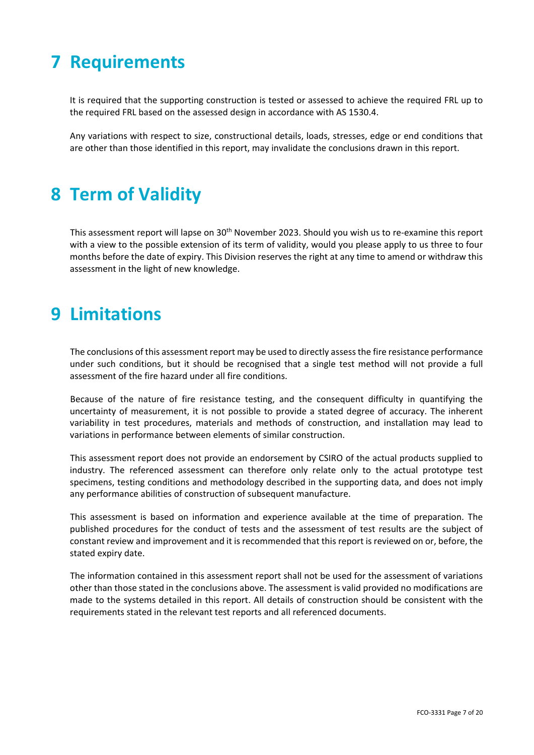# 7 Requirements

It is required that the supporting construction is tested or assessed to achieve the required FRL up to the required FRL based on the assessed design in accordance with AS 1530.4.

Any variations with respect to size, constructional details, loads, stresses, edge or end conditions that are other than those identified in this report, may invalidate the conclusions drawn in this report.

# 8 Term of Validity

This assessment report will lapse on 30th November 2023. Should you wish us to re-examine this report with a view to the possible extension of its term of validity, would you please apply to us three to four months before the date of expiry. This Division reserves the right at any time to amend or withdraw this assessment in the light of new knowledge.

# 9 Limitations

The conclusions of this assessment report may be used to directly assess the fire resistance performance under such conditions, but it should be recognised that a single test method will not provide a full assessment of the fire hazard under all fire conditions.

Because of the nature of fire resistance testing, and the consequent difficulty in quantifying the uncertainty of measurement, it is not possible to provide a stated degree of accuracy. The inherent variability in test procedures, materials and methods of construction, and installation may lead to variations in performance between elements of similar construction.

This assessment report does not provide an endorsement by CSIRO of the actual products supplied to industry. The referenced assessment can therefore only relate only to the actual prototype test specimens, testing conditions and methodology described in the supporting data, and does not imply any performance abilities of construction of subsequent manufacture.

This assessment is based on information and experience available at the time of preparation. The published procedures for the conduct of tests and the assessment of test results are the subject of constant review and improvement and it is recommended that this report is reviewed on or, before, the stated expiry date.

The information contained in this assessment report shall not be used for the assessment of variations other than those stated in the conclusions above. The assessment is valid provided no modifications are made to the systems detailed in this report. All details of construction should be consistent with the requirements stated in the relevant test reports and all referenced documents.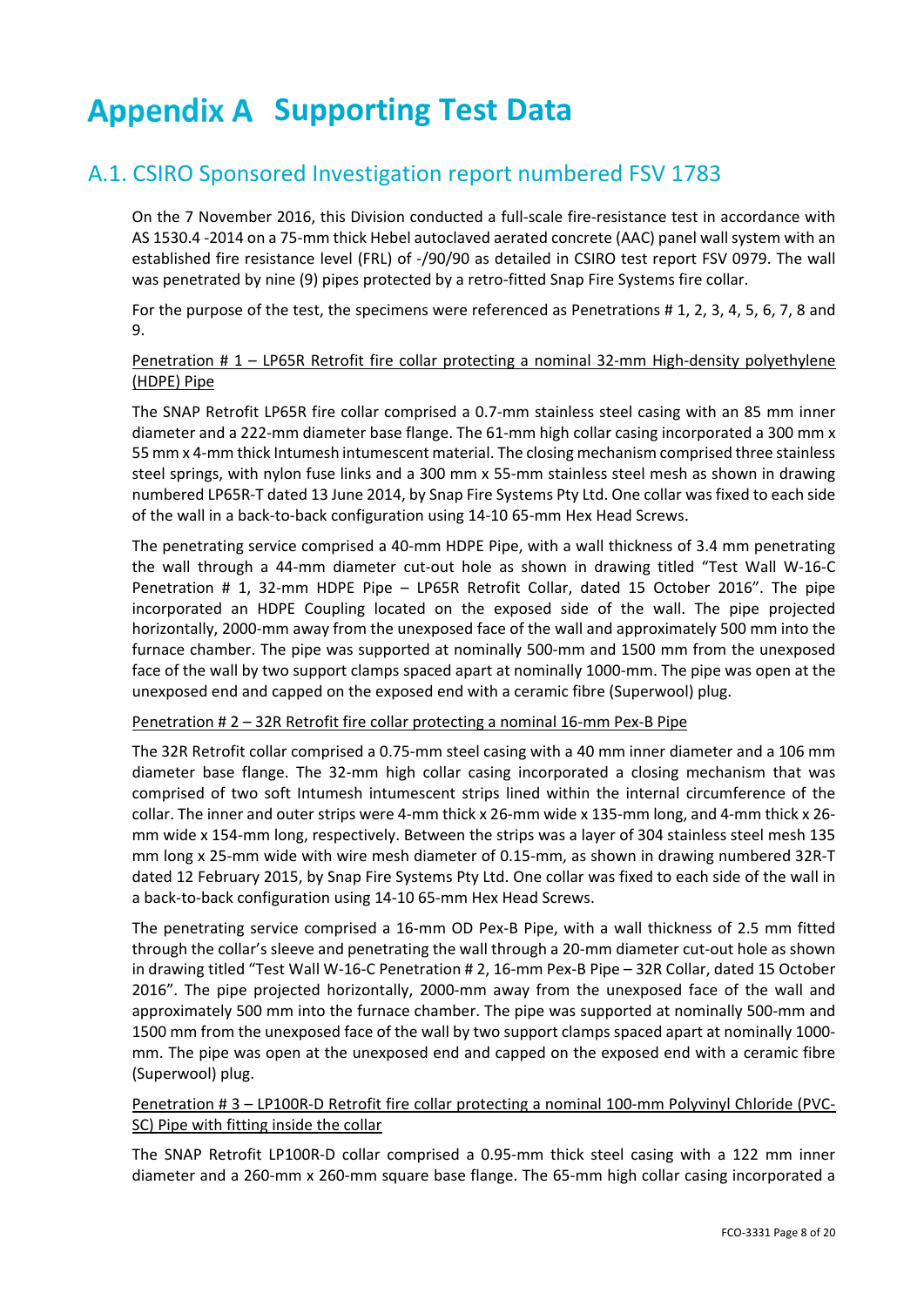# Appendix A Supporting Test Data

## A.1. CSIRO Sponsored Investigation report numbered FSV 1783

On the 7 November 2016, this Division conducted a full-scale fire-resistance test in accordance with AS 1530.4 -2014 on a 75-mm thick Hebel autoclaved aerated concrete (AAC) panel wall system with an established fire resistance level (FRL) of -/90/90 as detailed in CSIRO test report FSV 0979. The wall was penetrated by nine (9) pipes protected by a retro-fitted Snap Fire Systems fire collar.

For the purpose of the test, the specimens were referenced as Penetrations # 1, 2, 3, 4, 5, 6, 7, 8 and 9.

<u>Penetration # 1 – LP65R Retrofit fire collar protecting a nominal 32-mm High-density polyethylene (HDPE) Pipe</u>

The SNAP Retrofit LP65R fire collar comprised a 0.7-mm stainless steel casing with an 85 mm inner diameter and a 222-mm diameter base flange. The 61-mm high collar casing incorporated a 300 mm x 55 mm x 4-mm thick Intumesh intumescent material. The closing mechanism comprised three stainless steel springs, with nylon fuse links and a 300 mm x 55-mm stainless steel mesh as shown in drawing numbered LP65R-T dated 13 June 2014, by Snap Fire Systems Pty Ltd. One collar was fixed to each side of the wall in a back-to-back configuration using 14-10 65-mm Hex Head Screws.

The penetrating service comprised a 40-mm HDPE Pipe, with a wall thickness of 3.4 mm penetrating the wall through a 44-mm diameter cut-out hole as shown in drawing titled "Test Wall W-16-C Penetration # 1, 32-mm HDPE Pipe – LP65R Retrofit Collar, dated 15 October 2016". The pipe incorporated an HDPE Coupling located on the exposed side of the wall. The pipe projected horizontally, 2000-mm away from the unexposed face of the wall and approximately 500 mm into the furnace chamber. The pipe was supported at nominally 500-mm and 1500 mm from the unexposed face of the wall by two support clamps spaced apart at nominally 1000-mm. The pipe was open at the unexposed end and capped on the exposed end with a ceramic fibre (Superwool) plug.

<u>Penetration # 2 – 32R Retrofit fire collar protecting a nominal 16-mm Pex-B Pipe</u>

The 32R Retrofit collar comprised a 0.75-mm steel casing with a 40 mm inner diameter and a 106 mm diameter base flange. The 32-mm high collar casing incorporated a closing mechanism that was comprised of two soft Intumesh intumescent strips lined within the internal circumference of the collar. The inner and outer strips were 4-mm thick x 26-mm wide x 135-mm long, and 4-mm thick x 26-mm wide x 154-mm long, respectively. Between the strips was a layer of 304 stainless steel mesh 135 mm long x 25-mm wide with wire mesh diameter of 0.15-mm, as shown in drawing numbered 32R-T dated 12 February 2015, by Snap Fire Systems Pty Ltd. One collar was fixed to each side of the wall in a back-to-back configuration using 14-10 65-mm Hex Head Screws.

The penetrating service comprised a 16-mm OD Pex-B Pipe, with a wall thickness of 2.5 mm fitted through the collar's sleeve and penetrating the wall through a 20-mm diameter cut-out hole as shown in drawing titled "Test Wall W-16-C Penetration # 2, 16-mm Pex-B Pipe – 32R Collar, dated 15 October 2016". The pipe projected horizontally, 2000-mm away from the unexposed face of the wall and approximately 500 mm into the furnace chamber. The pipe was supported at nominally 500-mm and 1500 mm from the unexposed face of the wall by two support clamps spaced apart at nominally 1000-mm. The pipe was open at the unexposed end and capped on the exposed end with a ceramic fibre (Superwool) plug.

<u>Penetration # 3 – LP100R-D Retrofit fire collar protecting a nominal 100-mm Polyvinyl Chloride (PVC-SC) Pipe with fitting inside the collar</u>

The SNAP Retrofit LP100R-D collar comprised a 0.95-mm thick steel casing with a 122 mm inner diameter and a 260-mm x 260-mm square base flange. The 65-mm high collar casing incorporated a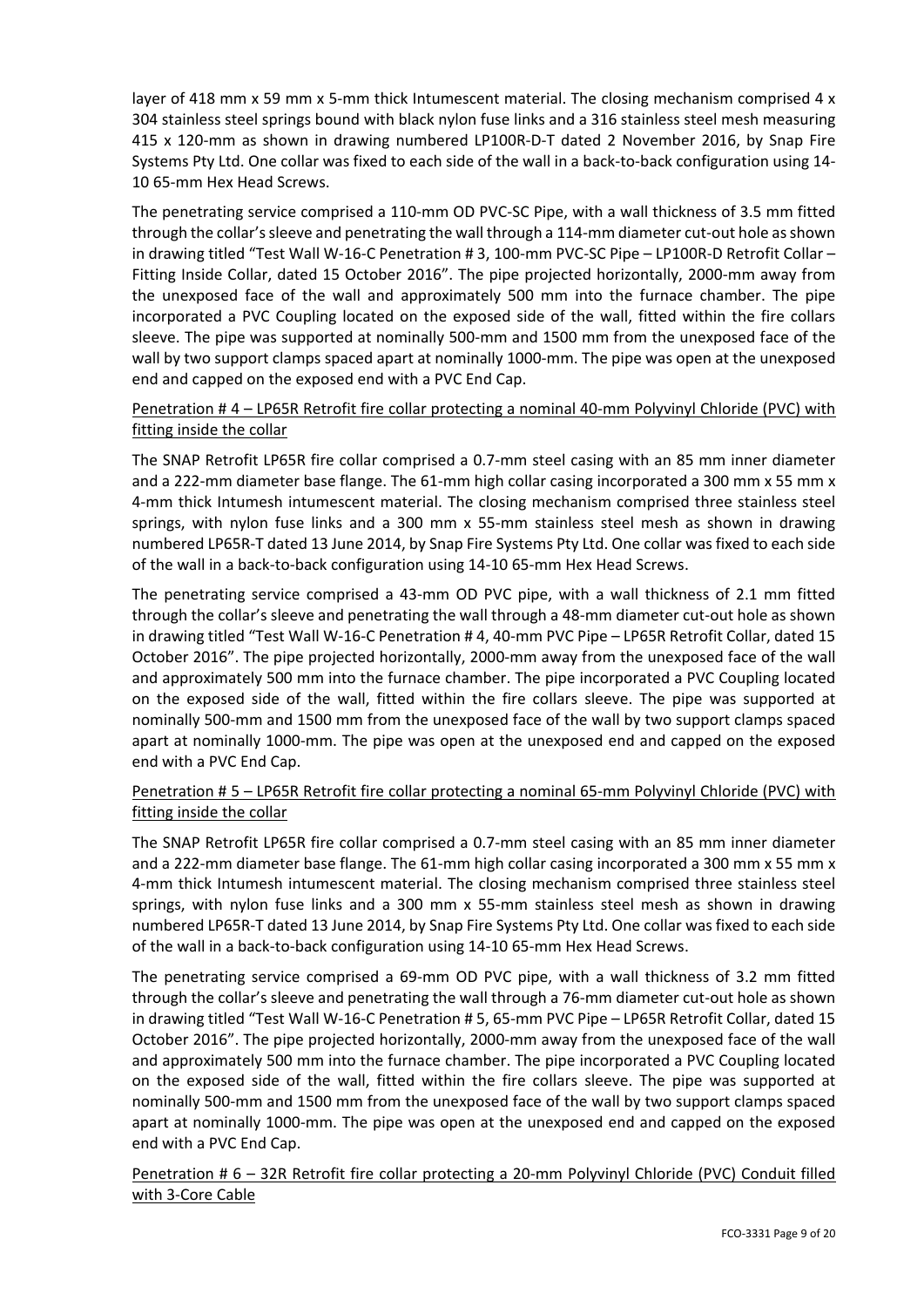layer of 418 mm x 59 mm x 5-mm thick Intumescent material. The closing mechanism comprised 4 x 304 stainless steel springs bound with black nylon fuse links and a 316 stainless steel mesh measuring 415 x 120-mm as shown in drawing numbered LP100R-D-T dated 2 November 2016, by Snap Fire Systems Pty Ltd. One collar was fixed to each side of the wall in a back-to-back configuration using 14-10 65-mm Hex Head Screws.

The penetrating service comprised a 110-mm OD PVC-SC Pipe, with a wall thickness of 3.5 mm fitted through the collar's sleeve and penetrating the wall through a 114-mm diameter cut-out hole as shown in drawing titled "Test Wall W-16-C Penetration # 3, 100-mm PVC-SC Pipe – LP100R-D Retrofit Collar – Fitting Inside Collar, dated 15 October 2016". The pipe projected horizontally, 2000-mm away from the unexposed face of the wall and approximately 500 mm into the furnace chamber. The pipe incorporated a PVC Coupling located on the exposed side of the wall, fitted within the fire collars sleeve. The pipe was supported at nominally 500-mm and 1500 mm from the unexposed face of the wall by two support clamps spaced apart at nominally 1000-mm. The pipe was open at the unexposed end and capped on the exposed end with a PVC End Cap.

<u>Penetration # 4 – LP65R Retrofit fire collar protecting a nominal 40-mm Polyvinyl Chloride (PVC) with fitting inside the collar</u>

The SNAP Retrofit LP65R fire collar comprised a 0.7-mm steel casing with an 85 mm inner diameter and a 222-mm diameter base flange. The 61-mm high collar casing incorporated a 300 mm x 55 mm x 4-mm thick Intumesh intumescent material. The closing mechanism comprised three stainless steel springs, with nylon fuse links and a 300 mm x 55-mm stainless steel mesh as shown in drawing numbered LP65R-T dated 13 June 2014, by Snap Fire Systems Pty Ltd. One collar was fixed to each side of the wall in a back-to-back configuration using 14-10 65-mm Hex Head Screws.

The penetrating service comprised a 43-mm OD PVC pipe, with a wall thickness of 2.1 mm fitted through the collar's sleeve and penetrating the wall through a 48-mm diameter cut-out hole as shown in drawing titled "Test Wall W-16-C Penetration # 4, 40-mm PVC Pipe – LP65R Retrofit Collar, dated 15 October 2016". The pipe projected horizontally, 2000-mm away from the unexposed face of the wall and approximately 500 mm into the furnace chamber. The pipe incorporated a PVC Coupling located on the exposed side of the wall, fitted within the fire collars sleeve. The pipe was supported at nominally 500-mm and 1500 mm from the unexposed face of the wall by two support clamps spaced apart at nominally 1000-mm. The pipe was open at the unexposed end and capped on the exposed end with a PVC End Cap.

<u>Penetration # 5 – LP65R Retrofit fire collar protecting a nominal 65-mm Polyvinyl Chloride (PVC) with fitting inside the collar</u>

The SNAP Retrofit LP65R fire collar comprised a 0.7-mm steel casing with an 85 mm inner diameter and a 222-mm diameter base flange. The 61-mm high collar casing incorporated a 300 mm x 55 mm x 4-mm thick Intumesh intumescent material. The closing mechanism comprised three stainless steel springs, with nylon fuse links and a 300 mm x 55-mm stainless steel mesh as shown in drawing numbered LP65R-T dated 13 June 2014, by Snap Fire Systems Pty Ltd. One collar was fixed to each side of the wall in a back-to-back configuration using 14-10 65-mm Hex Head Screws.

The penetrating service comprised a 69-mm OD PVC pipe, with a wall thickness of 3.2 mm fitted through the collar's sleeve and penetrating the wall through a 76-mm diameter cut-out hole as shown in drawing titled "Test Wall W-16-C Penetration # 5, 65-mm PVC Pipe – LP65R Retrofit Collar, dated 15 October 2016". The pipe projected horizontally, 2000-mm away from the unexposed face of the wall and approximately 500 mm into the furnace chamber. The pipe incorporated a PVC Coupling located on the exposed side of the wall, fitted within the fire collars sleeve. The pipe was supported at nominally 500-mm and 1500 mm from the unexposed face of the wall by two support clamps spaced apart at nominally 1000-mm. The pipe was open at the unexposed end and capped on the exposed end with a PVC End Cap.

<u>Penetration # 6 – 32R Retrofit fire collar protecting a 20-mm Polyvinyl Chloride (PVC) Conduit filled with 3-Core Cable</u>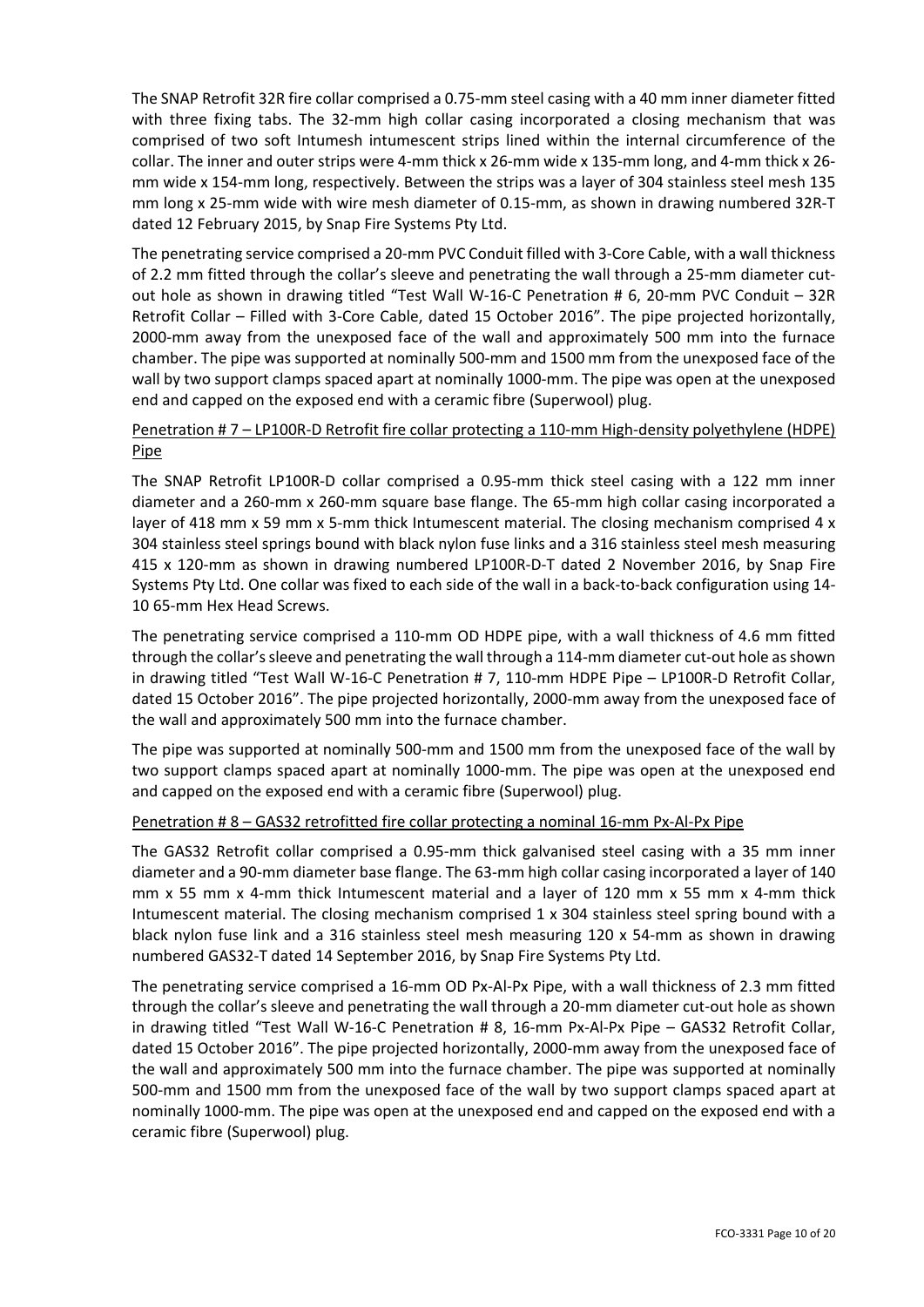The SNAP Retrofit 32R fire collar comprised a 0.75-mm steel casing with a 40 mm inner diameter fitted with three fixing tabs. The 32-mm high collar casing incorporated a closing mechanism that was comprised of two soft Intumesh intumescent strips lined within the internal circumference of the collar. The inner and outer strips were 4-mm thick x 26-mm wide x 135-mm long, and 4-mm thick x 26-mm wide x 154-mm long, respectively. Between the strips was a layer of 304 stainless steel mesh 135 mm long x 25-mm wide with wire mesh diameter of 0.15-mm, as shown in drawing numbered 32R-T dated 12 February 2015, by Snap Fire Systems Pty Ltd.

The penetrating service comprised a 20-mm PVC Conduit filled with 3-Core Cable, with a wall thickness of 2.2 mm fitted through the collar's sleeve and penetrating the wall through a 25-mm diameter cut-out hole as shown in drawing titled "Test Wall W-16-C Penetration # 6, 20-mm PVC Conduit – 32R Retrofit Collar – Filled with 3-Core Cable, dated 15 October 2016". The pipe projected horizontally, 2000-mm away from the unexposed face of the wall and approximately 500 mm into the furnace chamber. The pipe was supported at nominally 500-mm and 1500 mm from the unexposed face of the wall by two support clamps spaced apart at nominally 1000-mm. The pipe was open at the unexposed end and capped on the exposed end with a ceramic fibre (Superwool) plug.

<u>Penetration # 7 – LP100R-D Retrofit fire collar protecting a 110-mm High-density polyethylene (HDPE) Pipe</u>

The SNAP Retrofit LP100R-D collar comprised a 0.95-mm thick steel casing with a 122 mm inner diameter and a 260-mm x 260-mm square base flange. The 65-mm high collar casing incorporated a layer of 418 mm x 59 mm x 5-mm thick Intumescent material. The closing mechanism comprised 4 x 304 stainless steel springs bound with black nylon fuse links and a 316 stainless steel mesh measuring 415 x 120-mm as shown in drawing numbered LP100R-D-T dated 2 November 2016, by Snap Fire Systems Pty Ltd. One collar was fixed to each side of the wall in a back-to-back configuration using 14-10 65-mm Hex Head Screws.

The penetrating service comprised a 110-mm OD HDPE pipe, with a wall thickness of 4.6 mm fitted through the collar's sleeve and penetrating the wall through a 114-mm diameter cut-out hole as shown in drawing titled "Test Wall W-16-C Penetration # 7, 110-mm HDPE Pipe – LP100R-D Retrofit Collar, dated 15 October 2016". The pipe projected horizontally, 2000-mm away from the unexposed face of the wall and approximately 500 mm into the furnace chamber.

The pipe was supported at nominally 500-mm and 1500 mm from the unexposed face of the wall by two support clamps spaced apart at nominally 1000-mm. The pipe was open at the unexposed end and capped on the exposed end with a ceramic fibre (Superwool) plug.

<u>Penetration # 8 – GAS32 retrofitted fire collar protecting a nominal 16-mm Px-Al-Px Pipe</u>

The GAS32 Retrofit collar comprised a 0.95-mm thick galvanised steel casing with a 35 mm inner diameter and a 90-mm diameter base flange. The 63-mm high collar casing incorporated a layer of 140 mm x 55 mm x 4-mm thick Intumescent material and a layer of 120 mm x 55 mm x 4-mm thick Intumescent material. The closing mechanism comprised 1 x 304 stainless steel spring bound with a black nylon fuse link and a 316 stainless steel mesh measuring 120 x 54-mm as shown in drawing numbered GAS32-T dated 14 September 2016, by Snap Fire Systems Pty Ltd.

The penetrating service comprised a 16-mm OD Px-Al-Px Pipe, with a wall thickness of 2.3 mm fitted through the collar's sleeve and penetrating the wall through a 20-mm diameter cut-out hole as shown in drawing titled "Test Wall W-16-C Penetration # 8, 16-mm Px-Al-Px Pipe – GAS32 Retrofit Collar, dated 15 October 2016". The pipe projected horizontally, 2000-mm away from the unexposed face of the wall and approximately 500 mm into the furnace chamber. The pipe was supported at nominally 500-mm and 1500 mm from the unexposed face of the wall by two support clamps spaced apart at nominally 1000-mm. The pipe was open at the unexposed end and capped on the exposed end with a ceramic fibre (Superwool) plug.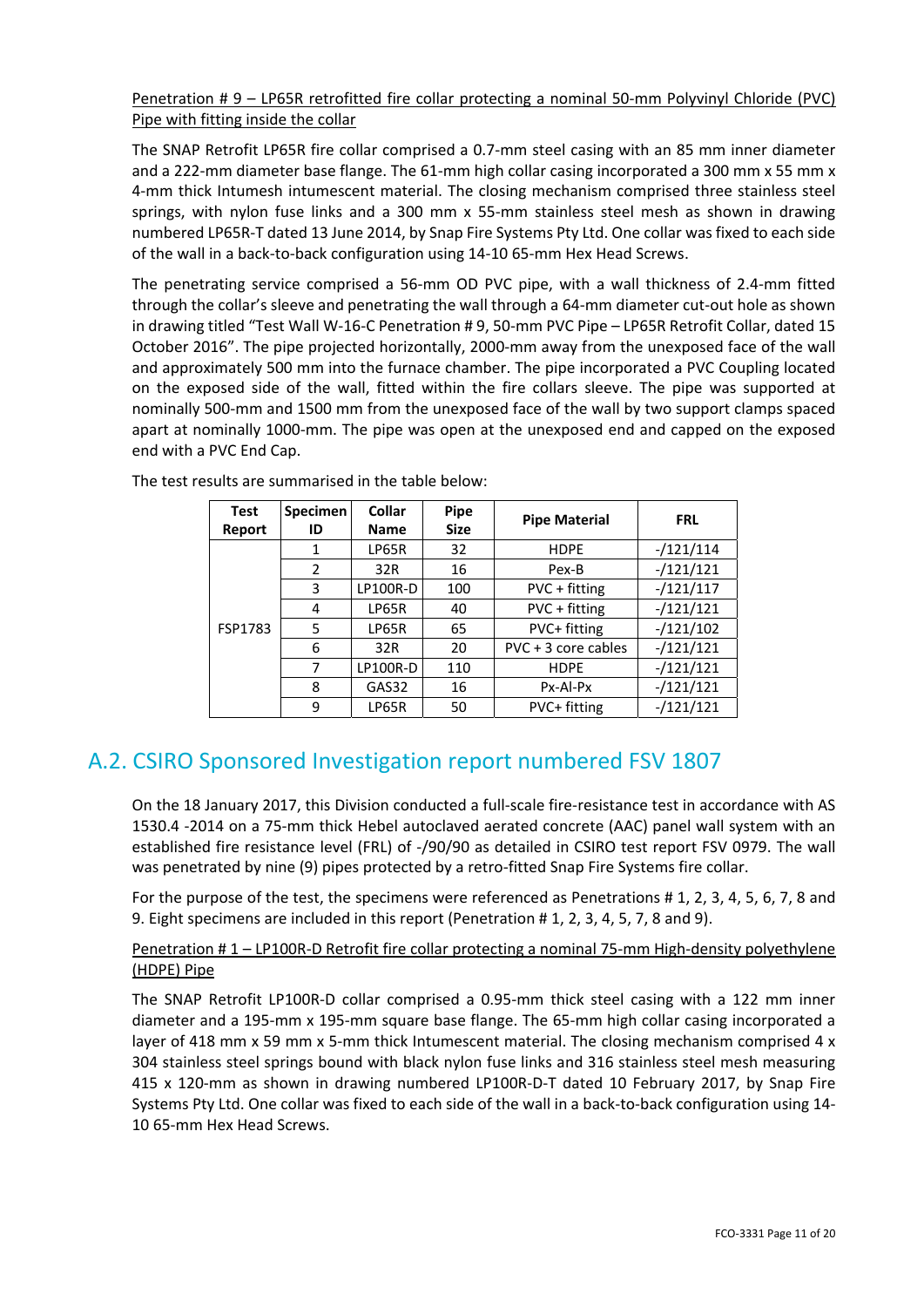Penetration # 9 – LP65R retrofitted fire collar protecting a nominal 50-mm Polyvinyl Chloride (PVC) Pipe with fitting inside the collar

The SNAP Retrofit LP65R fire collar comprised a 0.7-mm steel casing with an 85 mm inner diameter and a 222-mm diameter base flange. The 61-mm high collar casing incorporated a 300 mm x 55 mm x 4-mm thick Intumesh intumescent material. The closing mechanism comprised three stainless steel springs, with nylon fuse links and a 300 mm x 55-mm stainless steel mesh as shown in drawing numbered LP65R-T dated 13 June 2014, by Snap Fire Systems Pty Ltd. One collar was fixed to each side of the wall in a back-to-back configuration using 14-10 65-mm Hex Head Screws.

The penetrating service comprised a 56-mm OD PVC pipe, with a wall thickness of 2.4-mm fitted through the collar's sleeve and penetrating the wall through a 64-mm diameter cut-out hole as shown in drawing titled "Test Wall W-16-C Penetration # 9, 50-mm PVC Pipe – LP65R Retrofit Collar, dated 15 October 2016". The pipe projected horizontally, 2000-mm away from the unexposed face of the wall and approximately 500 mm into the furnace chamber. The pipe incorporated a PVC Coupling located on the exposed side of the wall, fitted within the fire collars sleeve. The pipe was supported at nominally 500-mm and 1500 mm from the unexposed face of the wall by two support clamps spaced apart at nominally 1000-mm. The pipe was open at the unexposed end and capped on the exposed end with a PVC End Cap.

The test results are summarised in the table below:

| Test Report | Specimen ID | Collar Name | Pipe Size | Pipe Material | FRL |
|---|---|---|---|---|---|
| FSP1783 | 1 | LP65R | 32 | HDPE | -/121/114 |
| | 2 | 32R | 16 | Pex-B | -/121/121 |
| | 3 | LP100R-D | 100 | PVC + fitting | -/121/117 |
| | 4 | LP65R | 40 | PVC + fitting | -/121/121 |
| | 5 | LP65R | 65 | PVC+ fitting | -/121/102 |
| | 6 | 32R | 20 | PVC + 3 core cables | -/121/121 |
| | 7 | LP100R-D | 110 | HDPE | -/121/121 |
| | 8 | GAS32 | 16 | Px-Al-Px | -/121/121 |
| | 9 | LP65R | 50 | PVC+ fitting | -/121/121 |

## A.2. CSIRO Sponsored Investigation report numbered FSV 1807

On the 18 January 2017, this Division conducted a full-scale fire-resistance test in accordance with AS 1530.4 -2014 on a 75-mm thick Hebel autoclaved aerated concrete (AAC) panel wall system with an established fire resistance level (FRL) of -/90/90 as detailed in CSIRO test report FSV 0979. The wall was penetrated by nine (9) pipes protected by a retro-fitted Snap Fire Systems fire collar.

For the purpose of the test, the specimens were referenced as Penetrations # 1, 2, 3, 4, 5, 6, 7, 8 and 9. Eight specimens are included in this report (Penetration # 1, 2, 3, 4, 5, 7, 8 and 9).

Penetration # 1 – LP100R-D Retrofit fire collar protecting a nominal 75-mm High-density polyethylene (HDPE) Pipe

The SNAP Retrofit LP100R-D collar comprised a 0.95-mm thick steel casing with a 122 mm inner diameter and a 195-mm x 195-mm square base flange. The 65-mm high collar casing incorporated a layer of 418 mm x 59 mm x 5-mm thick Intumescent material. The closing mechanism comprised 4 x 304 stainless steel springs bound with black nylon fuse links and 316 stainless steel mesh measuring 415 x 120-mm as shown in drawing numbered LP100R-D-T dated 10 February 2017, by Snap Fire Systems Pty Ltd. One collar was fixed to each side of the wall in a back-to-back configuration using 14-10 65-mm Hex Head Screws.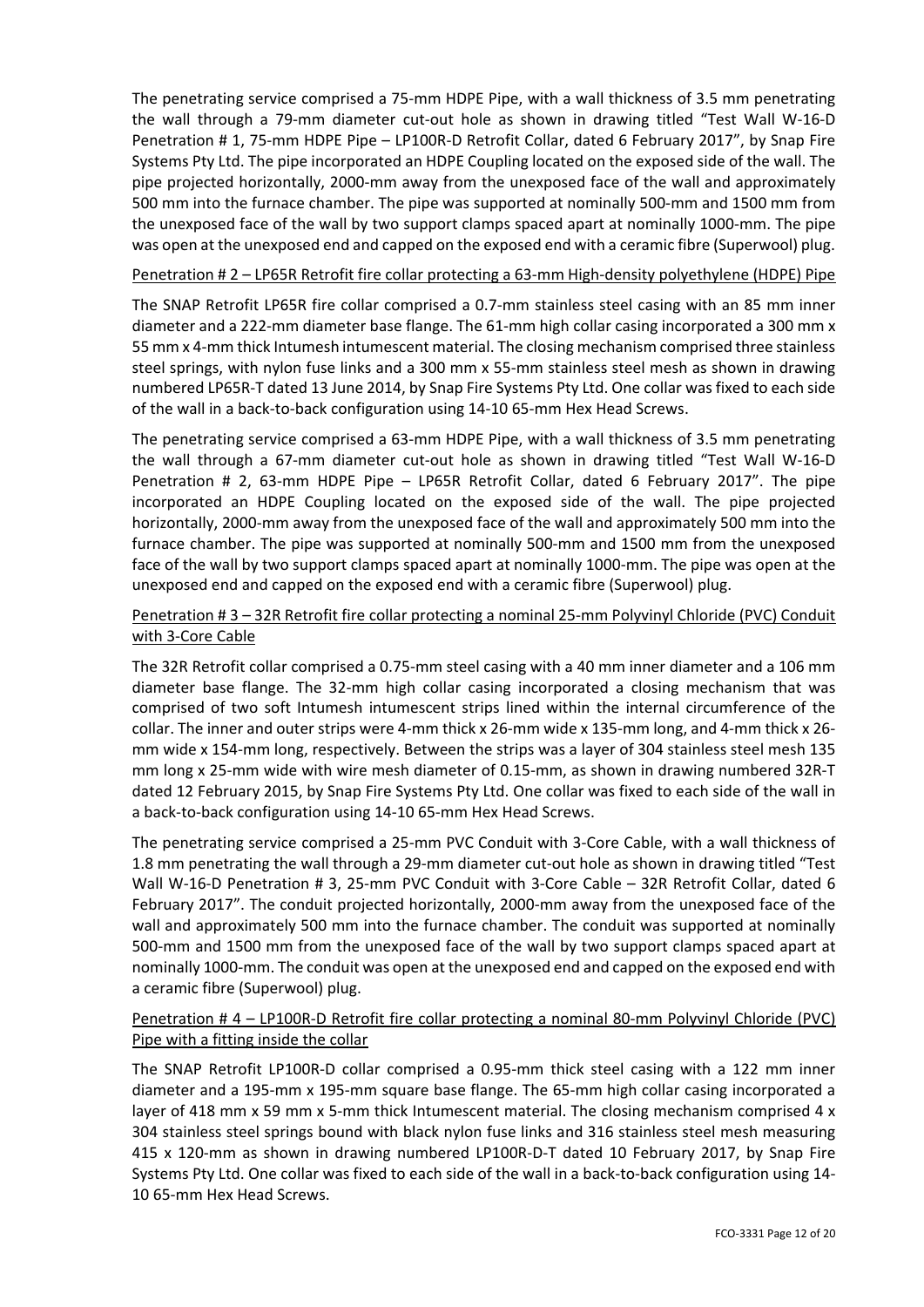The penetrating service comprised a 75-mm HDPE Pipe, with a wall thickness of 3.5 mm penetrating the wall through a 79-mm diameter cut-out hole as shown in drawing titled "Test Wall W-16-D Penetration # 1, 75-mm HDPE Pipe – LP100R-D Retrofit Collar, dated 6 February 2017", by Snap Fire Systems Pty Ltd. The pipe incorporated an HDPE Coupling located on the exposed side of the wall. The pipe projected horizontally, 2000-mm away from the unexposed face of the wall and approximately 500 mm into the furnace chamber. The pipe was supported at nominally 500-mm and 1500 mm from the unexposed face of the wall by two support clamps spaced apart at nominally 1000-mm. The pipe was open at the unexposed end and capped on the exposed end with a ceramic fibre (Superwool) plug.

<u>Penetration # 2 – LP65R Retrofit fire collar protecting a 63-mm High-density polyethylene (HDPE) Pipe</u>

The SNAP Retrofit LP65R fire collar comprised a 0.7-mm stainless steel casing with an 85 mm inner diameter and a 222-mm diameter base flange. The 61-mm high collar casing incorporated a 300 mm x 55 mm x 4-mm thick Intumesh intumescent material. The closing mechanism comprised three stainless steel springs, with nylon fuse links and a 300 mm x 55-mm stainless steel mesh as shown in drawing numbered LP65R-T dated 13 June 2014, by Snap Fire Systems Pty Ltd. One collar was fixed to each side of the wall in a back-to-back configuration using 14-10 65-mm Hex Head Screws.

The penetrating service comprised a 63-mm HDPE Pipe, with a wall thickness of 3.5 mm penetrating the wall through a 67-mm diameter cut-out hole as shown in drawing titled "Test Wall W-16-D Penetration # 2, 63-mm HDPE Pipe – LP65R Retrofit Collar, dated 6 February 2017". The pipe incorporated an HDPE Coupling located on the exposed side of the wall. The pipe projected horizontally, 2000-mm away from the unexposed face of the wall and approximately 500 mm into the furnace chamber. The pipe was supported at nominally 500-mm and 1500 mm from the unexposed face of the wall by two support clamps spaced apart at nominally 1000-mm. The pipe was open at the unexposed end and capped on the exposed end with a ceramic fibre (Superwool) plug.

<u>Penetration # 3 – 32R Retrofit fire collar protecting a nominal 25-mm Polyvinyl Chloride (PVC) Conduit with 3-Core Cable</u>

The 32R Retrofit collar comprised a 0.75-mm steel casing with a 40 mm inner diameter and a 106 mm diameter base flange. The 32-mm high collar casing incorporated a closing mechanism that was comprised of two soft Intumesh intumescent strips lined within the internal circumference of the collar. The inner and outer strips were 4-mm thick x 26-mm wide x 135-mm long, and 4-mm thick x 26-mm wide x 154-mm long, respectively. Between the strips was a layer of 304 stainless steel mesh 135 mm long x 25-mm wide with wire mesh diameter of 0.15-mm, as shown in drawing numbered 32R-T dated 12 February 2015, by Snap Fire Systems Pty Ltd. One collar was fixed to each side of the wall in a back-to-back configuration using 14-10 65-mm Hex Head Screws.

The penetrating service comprised a 25-mm PVC Conduit with 3-Core Cable, with a wall thickness of 1.8 mm penetrating the wall through a 29-mm diameter cut-out hole as shown in drawing titled "Test Wall W-16-D Penetration # 3, 25-mm PVC Conduit with 3-Core Cable – 32R Retrofit Collar, dated 6 February 2017". The conduit projected horizontally, 2000-mm away from the unexposed face of the wall and approximately 500 mm into the furnace chamber. The conduit was supported at nominally 500-mm and 1500 mm from the unexposed face of the wall by two support clamps spaced apart at nominally 1000-mm. The conduit was open at the unexposed end and capped on the exposed end with a ceramic fibre (Superwool) plug.

<u>Penetration # 4 – LP100R-D Retrofit fire collar protecting a nominal 80-mm Polyvinyl Chloride (PVC) Pipe with a fitting inside the collar</u>

The SNAP Retrofit LP100R-D collar comprised a 0.95-mm thick steel casing with a 122 mm inner diameter and a 195-mm x 195-mm square base flange. The 65-mm high collar casing incorporated a layer of 418 mm x 59 mm x 5-mm thick Intumescent material. The closing mechanism comprised 4 x 304 stainless steel springs bound with black nylon fuse links and 316 stainless steel mesh measuring 415 x 120-mm as shown in drawing numbered LP100R-D-T dated 10 February 2017, by Snap Fire Systems Pty Ltd. One collar was fixed to each side of the wall in a back-to-back configuration using 14-10 65-mm Hex Head Screws.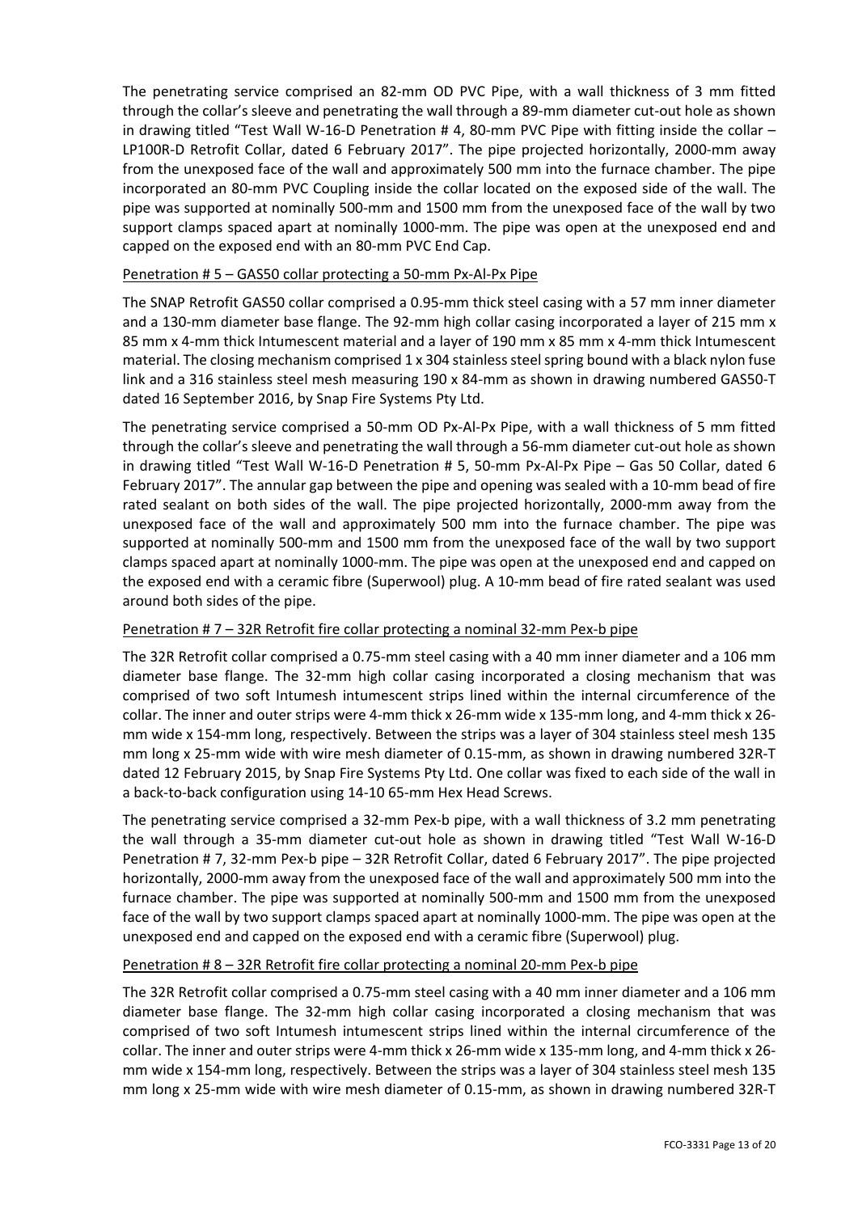The penetrating service comprised an 82-mm OD PVC Pipe, with a wall thickness of 3 mm fitted through the collar's sleeve and penetrating the wall through a 89-mm diameter cut-out hole as shown in drawing titled "Test Wall W-16-D Penetration # 4, 80-mm PVC Pipe with fitting inside the collar – LP100R-D Retrofit Collar, dated 6 February 2017". The pipe projected horizontally, 2000-mm away from the unexposed face of the wall and approximately 500 mm into the furnace chamber. The pipe incorporated an 80-mm PVC Coupling inside the collar located on the exposed side of the wall. The pipe was supported at nominally 500-mm and 1500 mm from the unexposed face of the wall by two support clamps spaced apart at nominally 1000-mm. The pipe was open at the unexposed end and capped on the exposed end with an 80-mm PVC End Cap.

Penetration # 5 – GAS50 collar protecting a 50-mm Px-Al-Px Pipe

The SNAP Retrofit GAS50 collar comprised a 0.95-mm thick steel casing with a 57 mm inner diameter and a 130-mm diameter base flange. The 92-mm high collar casing incorporated a layer of 215 mm x 85 mm x 4-mm thick Intumescent material and a layer of 190 mm x 85 mm x 4-mm thick Intumescent material. The closing mechanism comprised 1 x 304 stainless steel spring bound with a black nylon fuse link and a 316 stainless steel mesh measuring 190 x 84-mm as shown in drawing numbered GAS50-T dated 16 September 2016, by Snap Fire Systems Pty Ltd.

The penetrating service comprised a 50-mm OD Px-Al-Px Pipe, with a wall thickness of 5 mm fitted through the collar's sleeve and penetrating the wall through a 56-mm diameter cut-out hole as shown in drawing titled "Test Wall W-16-D Penetration # 5, 50-mm Px-Al-Px Pipe – Gas 50 Collar, dated 6 February 2017". The annular gap between the pipe and opening was sealed with a 10-mm bead of fire rated sealant on both sides of the wall. The pipe projected horizontally, 2000-mm away from the unexposed face of the wall and approximately 500 mm into the furnace chamber. The pipe was supported at nominally 500-mm and 1500 mm from the unexposed face of the wall by two support clamps spaced apart at nominally 1000-mm. The pipe was open at the unexposed end and capped on the exposed end with a ceramic fibre (Superwool) plug. A 10-mm bead of fire rated sealant was used around both sides of the pipe.

Penetration # 7 – 32R Retrofit fire collar protecting a nominal 32-mm Pex-b pipe

The 32R Retrofit collar comprised a 0.75-mm steel casing with a 40 mm inner diameter and a 106 mm diameter base flange. The 32-mm high collar casing incorporated a closing mechanism that was comprised of two soft Intumesh intumescent strips lined within the internal circumference of the collar. The inner and outer strips were 4-mm thick x 26-mm wide x 135-mm long, and 4-mm thick x 26-mm wide x 154-mm long, respectively. Between the strips was a layer of 304 stainless steel mesh 135 mm long x 25-mm wide with wire mesh diameter of 0.15-mm, as shown in drawing numbered 32R-T dated 12 February 2015, by Snap Fire Systems Pty Ltd. One collar was fixed to each side of the wall in a back-to-back configuration using 14-10 65-mm Hex Head Screws.

The penetrating service comprised a 32-mm Pex-b pipe, with a wall thickness of 3.2 mm penetrating the wall through a 35-mm diameter cut-out hole as shown in drawing titled "Test Wall W-16-D Penetration # 7, 32-mm Pex-b pipe – 32R Retrofit Collar, dated 6 February 2017". The pipe projected horizontally, 2000-mm away from the unexposed face of the wall and approximately 500 mm into the furnace chamber. The pipe was supported at nominally 500-mm and 1500 mm from the unexposed face of the wall by two support clamps spaced apart at nominally 1000-mm. The pipe was open at the unexposed end and capped on the exposed end with a ceramic fibre (Superwool) plug.

Penetration # 8 – 32R Retrofit fire collar protecting a nominal 20-mm Pex-b pipe

The 32R Retrofit collar comprised a 0.75-mm steel casing with a 40 mm inner diameter and a 106 mm diameter base flange. The 32-mm high collar casing incorporated a closing mechanism that was comprised of two soft Intumesh intumescent strips lined within the internal circumference of the collar. The inner and outer strips were 4-mm thick x 26-mm wide x 135-mm long, and 4-mm thick x 26-mm wide x 154-mm long, respectively. Between the strips was a layer of 304 stainless steel mesh 135 mm long x 25-mm wide with wire mesh diameter of 0.15-mm, as shown in drawing numbered 32R-T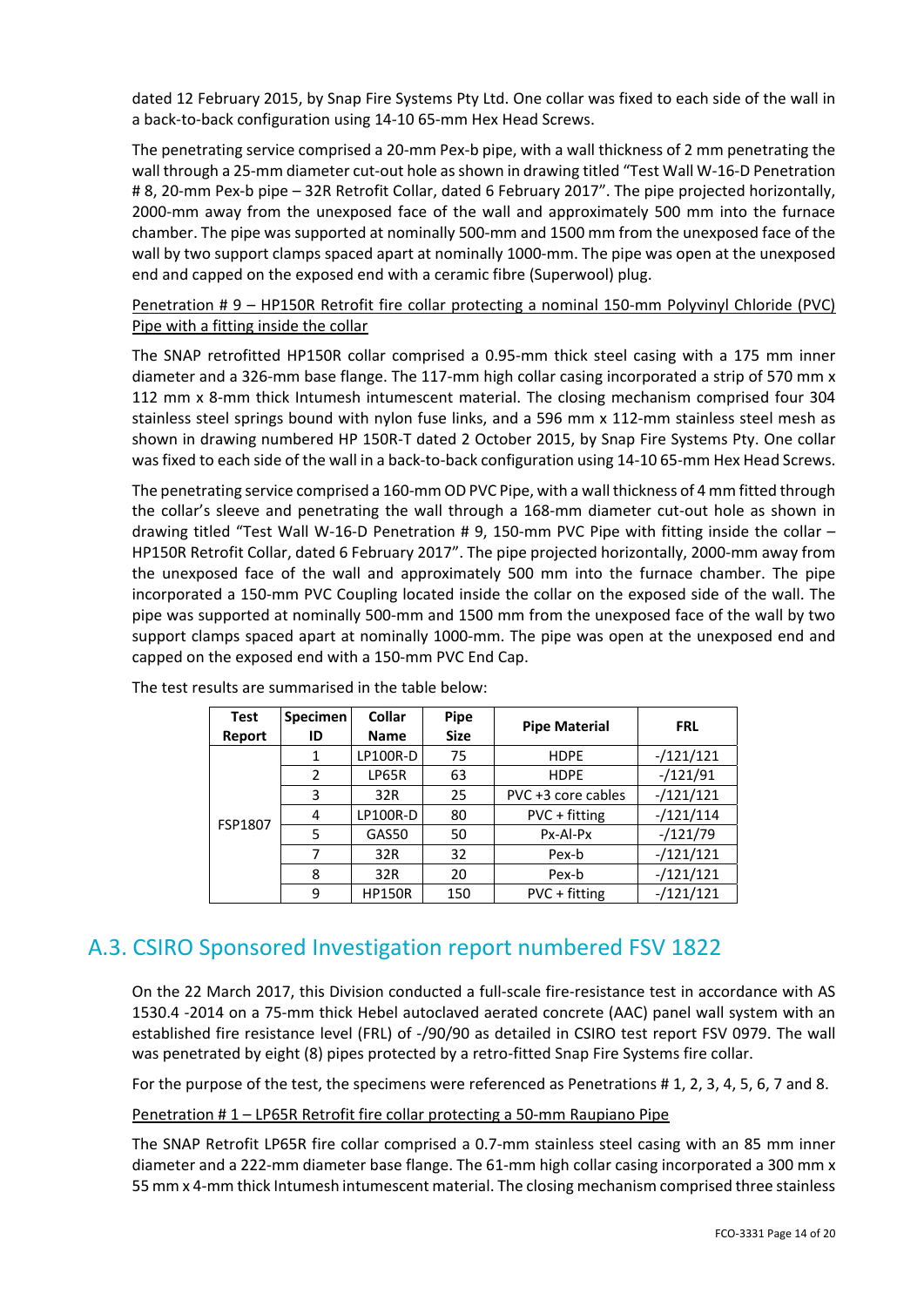dated 12 February 2015, by Snap Fire Systems Pty Ltd. One collar was fixed to each side of the wall in a back-to-back configuration using 14-10 65-mm Hex Head Screws.

The penetrating service comprised a 20-mm Pex-b pipe, with a wall thickness of 2 mm penetrating the wall through a 25-mm diameter cut-out hole as shown in drawing titled "Test Wall W-16-D Penetration # 8, 20-mm Pex-b pipe – 32R Retrofit Collar, dated 6 February 2017". The pipe projected horizontally, 2000-mm away from the unexposed face of the wall and approximately 500 mm into the furnace chamber. The pipe was supported at nominally 500-mm and 1500 mm from the unexposed face of the wall by two support clamps spaced apart at nominally 1000-mm. The pipe was open at the unexposed end and capped on the exposed end with a ceramic fibre (Superwool) plug.

Penetration # 9 – HP150R Retrofit fire collar protecting a nominal 150-mm Polyvinyl Chloride (PVC) Pipe with a fitting inside the collar

The SNAP retrofitted HP150R collar comprised a 0.95-mm thick steel casing with a 175 mm inner diameter and a 326-mm base flange. The 117-mm high collar casing incorporated a strip of 570 mm x 112 mm x 8-mm thick Intumesh intumescent material. The closing mechanism comprised four 304 stainless steel springs bound with nylon fuse links, and a 596 mm x 112-mm stainless steel mesh as shown in drawing numbered HP 150R-T dated 2 October 2015, by Snap Fire Systems Pty. One collar was fixed to each side of the wall in a back-to-back configuration using 14-10 65-mm Hex Head Screws.

The penetrating service comprised a 160-mm OD PVC Pipe, with a wall thickness of 4 mm fitted through the collar's sleeve and penetrating the wall through a 168-mm diameter cut-out hole as shown in drawing titled "Test Wall W-16-D Penetration # 9, 150-mm PVC Pipe with fitting inside the collar – HP150R Retrofit Collar, dated 6 February 2017". The pipe projected horizontally, 2000-mm away from the unexposed face of the wall and approximately 500 mm into the furnace chamber. The pipe incorporated a 150-mm PVC Coupling located inside the collar on the exposed side of the wall. The pipe was supported at nominally 500-mm and 1500 mm from the unexposed face of the wall by two support clamps spaced apart at nominally 1000-mm. The pipe was open at the unexposed end and capped on the exposed end with a 150-mm PVC End Cap.

The test results are summarised in the table below:

| Test Report | Specimen ID | Collar Name | Pipe Size | Pipe Material | FRL |
|---|---|---|---|---|---|
| FSP1807 | 1 | LP100R-D | 75 | HDPE | -/121/121 |
| | 2 | LP65R | 63 | HDPE | -/121/91 |
| | 3 | 32R | 25 | PVC +3 core cables | -/121/121 |
| | 4 | LP100R-D | 80 | PVC + fitting | -/121/114 |
| | 5 | GAS50 | 50 | Px-Al-Px | -/121/79 |
| | 7 | 32R | 32 | Pex-b | -/121/121 |
| | 8 | 32R | 20 | Pex-b | -/121/121 |
| | 9 | HP150R | 150 | PVC + fitting | -/121/121 |

## A.3. CSIRO Sponsored Investigation report numbered FSV 1822

On the 22 March 2017, this Division conducted a full-scale fire-resistance test in accordance with AS 1530.4 -2014 on a 75-mm thick Hebel autoclaved aerated concrete (AAC) panel wall system with an established fire resistance level (FRL) of -/90/90 as detailed in CSIRO test report FSV 0979. The wall was penetrated by eight (8) pipes protected by a retro-fitted Snap Fire Systems fire collar.

For the purpose of the test, the specimens were referenced as Penetrations # 1, 2, 3, 4, 5, 6, 7 and 8.

Penetration # 1 – LP65R Retrofit fire collar protecting a 50-mm Raupiano Pipe

The SNAP Retrofit LP65R fire collar comprised a 0.7-mm stainless steel casing with an 85 mm inner diameter and a 222-mm diameter base flange. The 61-mm high collar casing incorporated a 300 mm x 55 mm x 4-mm thick Intumesh intumescent material. The closing mechanism comprised three stainless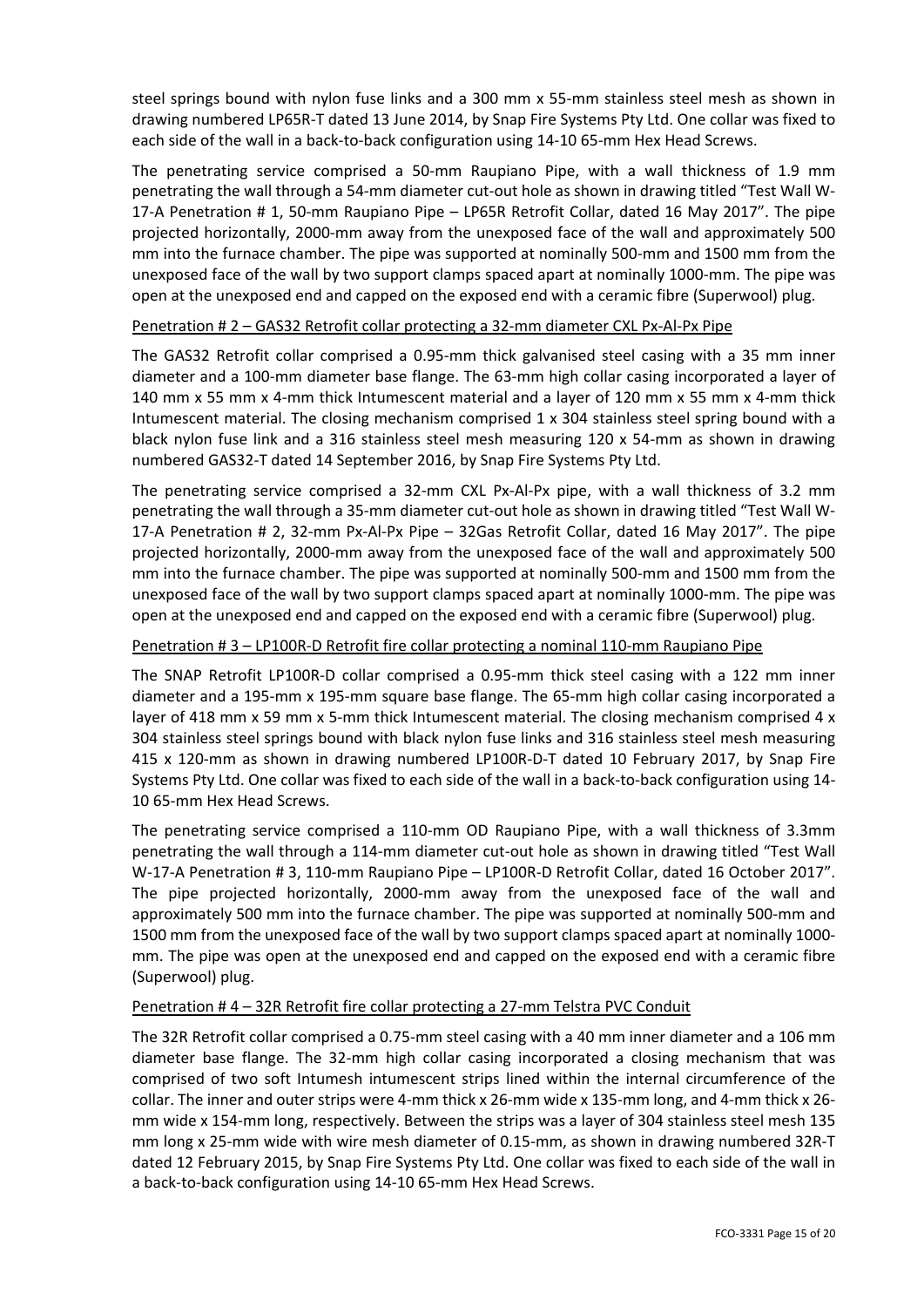steel springs bound with nylon fuse links and a 300 mm x 55-mm stainless steel mesh as shown in drawing numbered LP65R-T dated 13 June 2014, by Snap Fire Systems Pty Ltd. One collar was fixed to each side of the wall in a back-to-back configuration using 14-10 65-mm Hex Head Screws.

The penetrating service comprised a 50-mm Raupiano Pipe, with a wall thickness of 1.9 mm penetrating the wall through a 54-mm diameter cut-out hole as shown in drawing titled "Test Wall W-17-A Penetration # 1, 50-mm Raupiano Pipe – LP65R Retrofit Collar, dated 16 May 2017". The pipe projected horizontally, 2000-mm away from the unexposed face of the wall and approximately 500 mm into the furnace chamber. The pipe was supported at nominally 500-mm and 1500 mm from the unexposed face of the wall by two support clamps spaced apart at nominally 1000-mm. The pipe was open at the unexposed end and capped on the exposed end with a ceramic fibre (Superwool) plug.

Penetration # 2 – GAS32 Retrofit collar protecting a 32-mm diameter CXL Px-Al-Px Pipe

The GAS32 Retrofit collar comprised a 0.95-mm thick galvanised steel casing with a 35 mm inner diameter and a 100-mm diameter base flange. The 63-mm high collar casing incorporated a layer of 140 mm x 55 mm x 4-mm thick Intumescent material and a layer of 120 mm x 55 mm x 4-mm thick Intumescent material. The closing mechanism comprised 1 x 304 stainless steel spring bound with a black nylon fuse link and a 316 stainless steel mesh measuring 120 x 54-mm as shown in drawing numbered GAS32-T dated 14 September 2016, by Snap Fire Systems Pty Ltd.

The penetrating service comprised a 32-mm CXL Px-Al-Px pipe, with a wall thickness of 3.2 mm penetrating the wall through a 35-mm diameter cut-out hole as shown in drawing titled "Test Wall W-17-A Penetration # 2, 32-mm Px-Al-Px Pipe – 32Gas Retrofit Collar, dated 16 May 2017". The pipe projected horizontally, 2000-mm away from the unexposed face of the wall and approximately 500 mm into the furnace chamber. The pipe was supported at nominally 500-mm and 1500 mm from the unexposed face of the wall by two support clamps spaced apart at nominally 1000-mm. The pipe was open at the unexposed end and capped on the exposed end with a ceramic fibre (Superwool) plug.

Penetration # 3 – LP100R-D Retrofit fire collar protecting a nominal 110-mm Raupiano Pipe

The SNAP Retrofit LP100R-D collar comprised a 0.95-mm thick steel casing with a 122 mm inner diameter and a 195-mm x 195-mm square base flange. The 65-mm high collar casing incorporated a layer of 418 mm x 59 mm x 5-mm thick Intumescent material. The closing mechanism comprised 4 x 304 stainless steel springs bound with black nylon fuse links and 316 stainless steel mesh measuring 415 x 120-mm as shown in drawing numbered LP100R-D-T dated 10 February 2017, by Snap Fire Systems Pty Ltd. One collar was fixed to each side of the wall in a back-to-back configuration using 14-10 65-mm Hex Head Screws.

The penetrating service comprised a 110-mm OD Raupiano Pipe, with a wall thickness of 3.3mm penetrating the wall through a 114-mm diameter cut-out hole as shown in drawing titled "Test Wall W-17-A Penetration # 3, 110-mm Raupiano Pipe – LP100R-D Retrofit Collar, dated 16 October 2017". The pipe projected horizontally, 2000-mm away from the unexposed face of the wall and approximately 500 mm into the furnace chamber. The pipe was supported at nominally 500-mm and 1500 mm from the unexposed face of the wall by two support clamps spaced apart at nominally 1000-mm. The pipe was open at the unexposed end and capped on the exposed end with a ceramic fibre (Superwool) plug.

Penetration # 4 – 32R Retrofit fire collar protecting a 27-mm Telstra PVC Conduit

The 32R Retrofit collar comprised a 0.75-mm steel casing with a 40 mm inner diameter and a 106 mm diameter base flange. The 32-mm high collar casing incorporated a closing mechanism that was comprised of two soft Intumesh intumescent strips lined within the internal circumference of the collar. The inner and outer strips were 4-mm thick x 26-mm wide x 135-mm long, and 4-mm thick x 26-mm wide x 154-mm long, respectively. Between the strips was a layer of 304 stainless steel mesh 135 mm long x 25-mm wide with wire mesh diameter of 0.15-mm, as shown in drawing numbered 32R-T dated 12 February 2015, by Snap Fire Systems Pty Ltd. One collar was fixed to each side of the wall in a back-to-back configuration using 14-10 65-mm Hex Head Screws.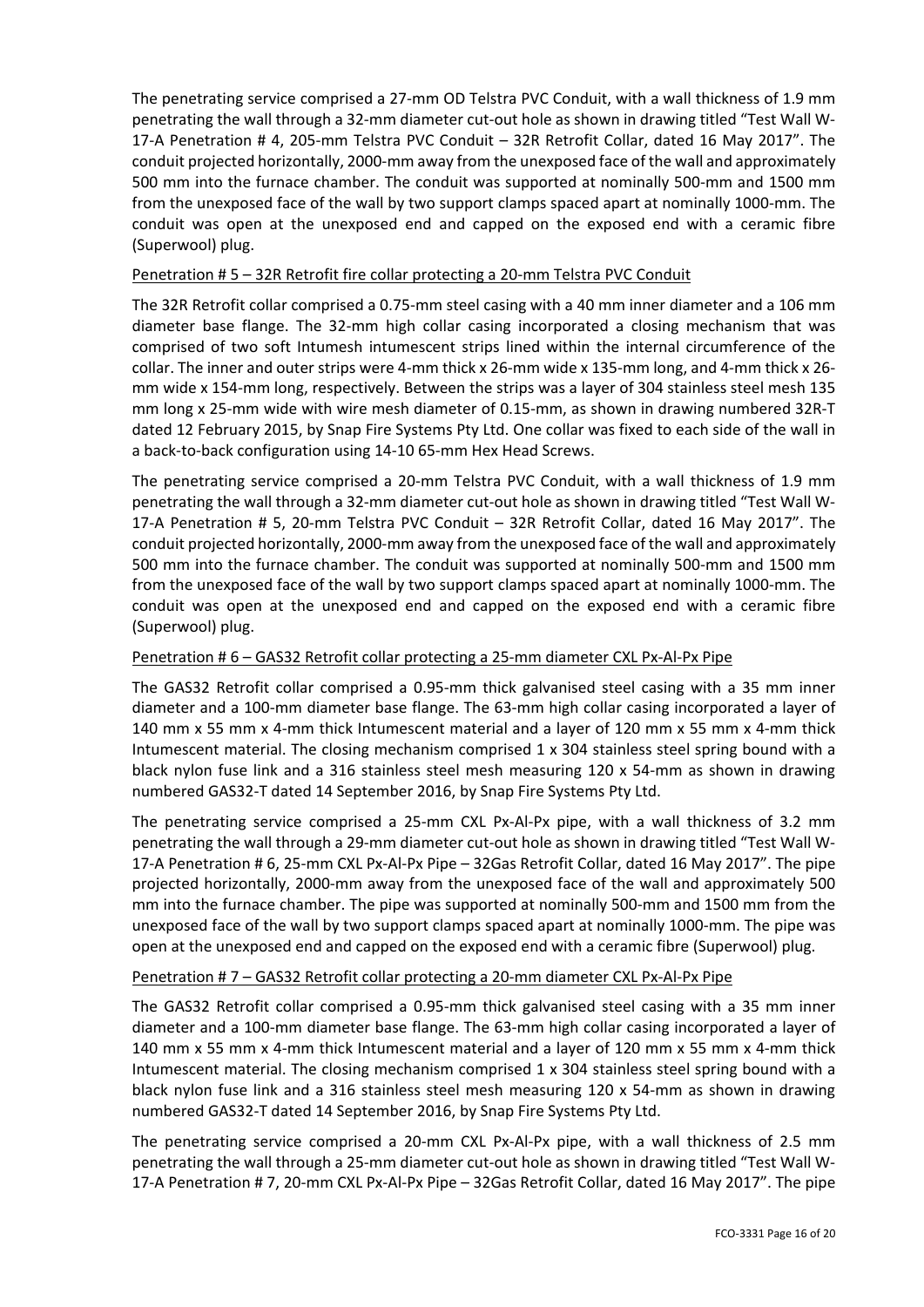The penetrating service comprised a 27-mm OD Telstra PVC Conduit, with a wall thickness of 1.9 mm penetrating the wall through a 32-mm diameter cut-out hole as shown in drawing titled "Test Wall W-17-A Penetration # 4, 205-mm Telstra PVC Conduit – 32R Retrofit Collar, dated 16 May 2017". The conduit projected horizontally, 2000-mm away from the unexposed face of the wall and approximately 500 mm into the furnace chamber. The conduit was supported at nominally 500-mm and 1500 mm from the unexposed face of the wall by two support clamps spaced apart at nominally 1000-mm. The conduit was open at the unexposed end and capped on the exposed end with a ceramic fibre (Superwool) plug.

<u>Penetration # 5 – 32R Retrofit fire collar protecting a 20-mm Telstra PVC Conduit</u>

The 32R Retrofit collar comprised a 0.75-mm steel casing with a 40 mm inner diameter and a 106 mm diameter base flange. The 32-mm high collar casing incorporated a closing mechanism that was comprised of two soft Intumesh intumescent strips lined within the internal circumference of the collar. The inner and outer strips were 4-mm thick x 26-mm wide x 135-mm long, and 4-mm thick x 26-mm wide x 154-mm long, respectively. Between the strips was a layer of 304 stainless steel mesh 135 mm long x 25-mm wide with wire mesh diameter of 0.15-mm, as shown in drawing numbered 32R-T dated 12 February 2015, by Snap Fire Systems Pty Ltd. One collar was fixed to each side of the wall in a back-to-back configuration using 14-10 65-mm Hex Head Screws.

The penetrating service comprised a 20-mm Telstra PVC Conduit, with a wall thickness of 1.9 mm penetrating the wall through a 32-mm diameter cut-out hole as shown in drawing titled "Test Wall W-17-A Penetration # 5, 20-mm Telstra PVC Conduit – 32R Retrofit Collar, dated 16 May 2017". The conduit projected horizontally, 2000-mm away from the unexposed face of the wall and approximately 500 mm into the furnace chamber. The conduit was supported at nominally 500-mm and 1500 mm from the unexposed face of the wall by two support clamps spaced apart at nominally 1000-mm. The conduit was open at the unexposed end and capped on the exposed end with a ceramic fibre (Superwool) plug.

<u>Penetration # 6 – GAS32 Retrofit collar protecting a 25-mm diameter CXL Px-Al-Px Pipe</u>

The GAS32 Retrofit collar comprised a 0.95-mm thick galvanised steel casing with a 35 mm inner diameter and a 100-mm diameter base flange. The 63-mm high collar casing incorporated a layer of 140 mm x 55 mm x 4-mm thick Intumescent material and a layer of 120 mm x 55 mm x 4-mm thick Intumescent material. The closing mechanism comprised 1 x 304 stainless steel spring bound with a black nylon fuse link and a 316 stainless steel mesh measuring 120 x 54-mm as shown in drawing numbered GAS32-T dated 14 September 2016, by Snap Fire Systems Pty Ltd.

The penetrating service comprised a 25-mm CXL Px-Al-Px pipe, with a wall thickness of 3.2 mm penetrating the wall through a 29-mm diameter cut-out hole as shown in drawing titled "Test Wall W-17-A Penetration # 6, 25-mm CXL Px-Al-Px Pipe – 32Gas Retrofit Collar, dated 16 May 2017". The pipe projected horizontally, 2000-mm away from the unexposed face of the wall and approximately 500 mm into the furnace chamber. The pipe was supported at nominally 500-mm and 1500 mm from the unexposed face of the wall by two support clamps spaced apart at nominally 1000-mm. The pipe was open at the unexposed end and capped on the exposed end with a ceramic fibre (Superwool) plug.

<u>Penetration # 7 – GAS32 Retrofit collar protecting a 20-mm diameter CXL Px-Al-Px Pipe</u>

The GAS32 Retrofit collar comprised a 0.95-mm thick galvanised steel casing with a 35 mm inner diameter and a 100-mm diameter base flange. The 63-mm high collar casing incorporated a layer of 140 mm x 55 mm x 4-mm thick Intumescent material and a layer of 120 mm x 55 mm x 4-mm thick Intumescent material. The closing mechanism comprised 1 x 304 stainless steel spring bound with a black nylon fuse link and a 316 stainless steel mesh measuring 120 x 54-mm as shown in drawing numbered GAS32-T dated 14 September 2016, by Snap Fire Systems Pty Ltd.

The penetrating service comprised a 20-mm CXL Px-Al-Px pipe, with a wall thickness of 2.5 mm penetrating the wall through a 25-mm diameter cut-out hole as shown in drawing titled "Test Wall W-17-A Penetration # 7, 20-mm CXL Px-Al-Px Pipe – 32Gas Retrofit Collar, dated 16 May 2017". The pipe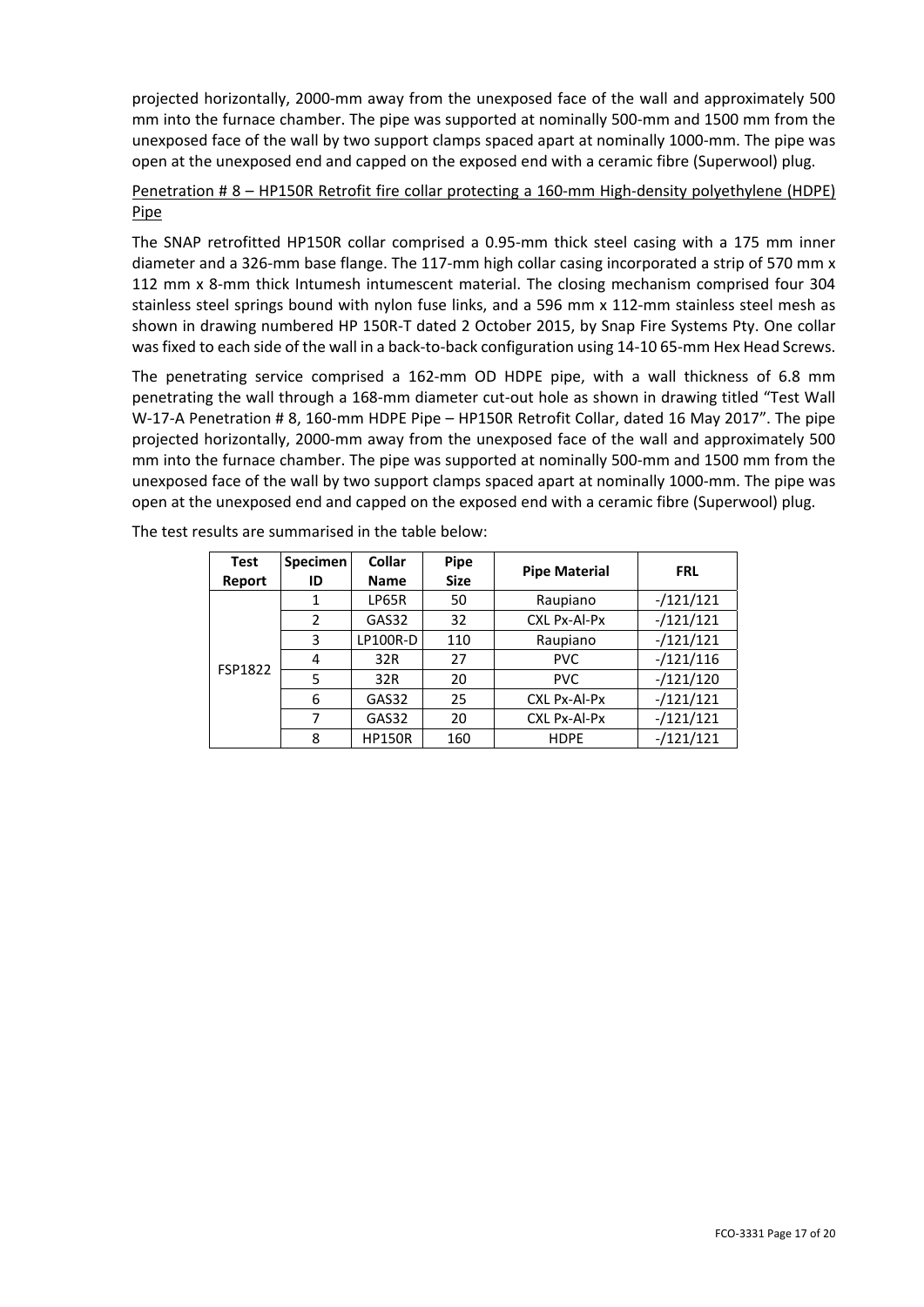projected horizontally, 2000-mm away from the unexposed face of the wall and approximately 500 mm into the furnace chamber. The pipe was supported at nominally 500-mm and 1500 mm from the unexposed face of the wall by two support clamps spaced apart at nominally 1000-mm. The pipe was open at the unexposed end and capped on the exposed end with a ceramic fibre (Superwool) plug.

<u>Penetration # 8 – HP150R Retrofit fire collar protecting a 160-mm High-density polyethylene (HDPE) Pipe</u>

The SNAP retrofitted HP150R collar comprised a 0.95-mm thick steel casing with a 175 mm inner diameter and a 326-mm base flange. The 117-mm high collar casing incorporated a strip of 570 mm x 112 mm x 8-mm thick Intumesh intumescent material. The closing mechanism comprised four 304 stainless steel springs bound with nylon fuse links, and a 596 mm x 112-mm stainless steel mesh as shown in drawing numbered HP 150R-T dated 2 October 2015, by Snap Fire Systems Pty. One collar was fixed to each side of the wall in a back-to-back configuration using 14-10 65-mm Hex Head Screws.

The penetrating service comprised a 162-mm OD HDPE pipe, with a wall thickness of 6.8 mm penetrating the wall through a 168-mm diameter cut-out hole as shown in drawing titled "Test Wall W-17-A Penetration # 8, 160-mm HDPE Pipe – HP150R Retrofit Collar, dated 16 May 2017". The pipe projected horizontally, 2000-mm away from the unexposed face of the wall and approximately 500 mm into the furnace chamber. The pipe was supported at nominally 500-mm and 1500 mm from the unexposed face of the wall by two support clamps spaced apart at nominally 1000-mm. The pipe was open at the unexposed end and capped on the exposed end with a ceramic fibre (Superwool) plug.

The test results are summarised in the table below:

| Test Report | Specimen ID | Collar Name | Pipe Size | Pipe Material | FRL |
|---|---|---|---|---|---|
| FSP1822 | 1 | LP65R | 50 | Raupiano | -/121/121 |
| | 2 | GAS32 | 32 | CXL Px-Al-Px | -/121/121 |
| | 3 | LP100R-D | 110 | Raupiano | -/121/121 |
| | 4 | 32R | 27 | PVC | -/121/116 |
| | 5 | 32R | 20 | PVC | -/121/120 |
| | 6 | GAS32 | 25 | CXL Px-Al-Px | -/121/121 |
| | 7 | GAS32 | 20 | CXL Px-Al-Px | -/121/121 |
| | 8 | HP150R | 160 | HDPE | -/121/121 |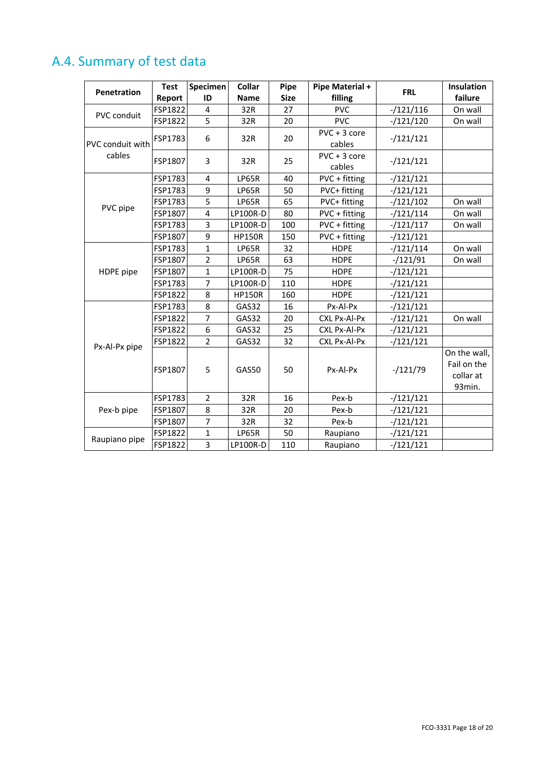## A.4. Summary of test data

| Penetration | Test Report | Specimen ID | Collar Name | Pipe Size | Pipe Material + filling | FRL | Insulation failure |
|---|---|---|---|---|---|---|---|
| PVC conduit | FSP1822 | 4 | 32R | 27 | PVC | -/121/116 | On wall |
| | FSP1822 | 5 | 32R | 20 | PVC | -/121/120 | On wall |
| PVC conduit with cables | FSP1783 | 6 | 32R | 20 | PVC + 3 core cables | -/121/121 | |
| | FSP1807 | 3 | 32R | 25 | PVC + 3 core cables | -/121/121 | |
| PVC pipe | FSP1783 | 4 | LP65R | 40 | PVC + fitting | -/121/121 | |
| | FSP1783 | 9 | LP65R | 50 | PVC+ fitting | -/121/121 | |
| | FSP1783 | 5 | LP65R | 65 | PVC+ fitting | -/121/102 | On wall |
| | FSP1807 | 4 | LP100R-D | 80 | PVC + fitting | -/121/114 | On wall |
| | FSP1783 | 3 | LP100R-D | 100 | PVC + fitting | -/121/117 | On wall |
| | FSP1807 | 9 | HP150R | 150 | PVC + fitting | -/121/121 | |
| HDPE pipe | FSP1783 | 1 | LP65R | 32 | HDPE | -/121/114 | On wall |
| | FSP1807 | 2 | LP65R | 63 | HDPE | -/121/91 | On wall |
| | FSP1807 | 1 | LP100R-D | 75 | HDPE | -/121/121 | |
| | FSP1783 | 7 | LP100R-D | 110 | HDPE | -/121/121 | |
| | FSP1822 | 8 | HP150R | 160 | HDPE | -/121/121 | |
| Px-Al-Px pipe | FSP1783 | 8 | GAS32 | 16 | Px-Al-Px | -/121/121 | |
| | FSP1822 | 7 | GAS32 | 20 | CXL Px-Al-Px | -/121/121 | On wall |
| | FSP1822 | 6 | GAS32 | 25 | CXL Px-Al-Px | -/121/121 | |
| | FSP1822 | 2 | GAS32 | 32 | CXL Px-Al-Px | -/121/121 | |
| | FSP1807 | 5 | GAS50 | 50 | Px-Al-Px | -/121/79 | On the wall, Fail on the collar at 93min. |
| Pex-b pipe | FSP1783 | 2 | 32R | 16 | Pex-b | -/121/121 | |
| | FSP1807 | 8 | 32R | 20 | Pex-b | -/121/121 | |
| | FSP1807 | 7 | 32R | 32 | Pex-b | -/121/121 | |
| Raupiano pipe | FSP1822 | 1 | LP65R | 50 | Raupiano | -/121/121 | |
| | FSP1822 | 3 | LP100R-D | 110 | Raupiano | -/121/121 | |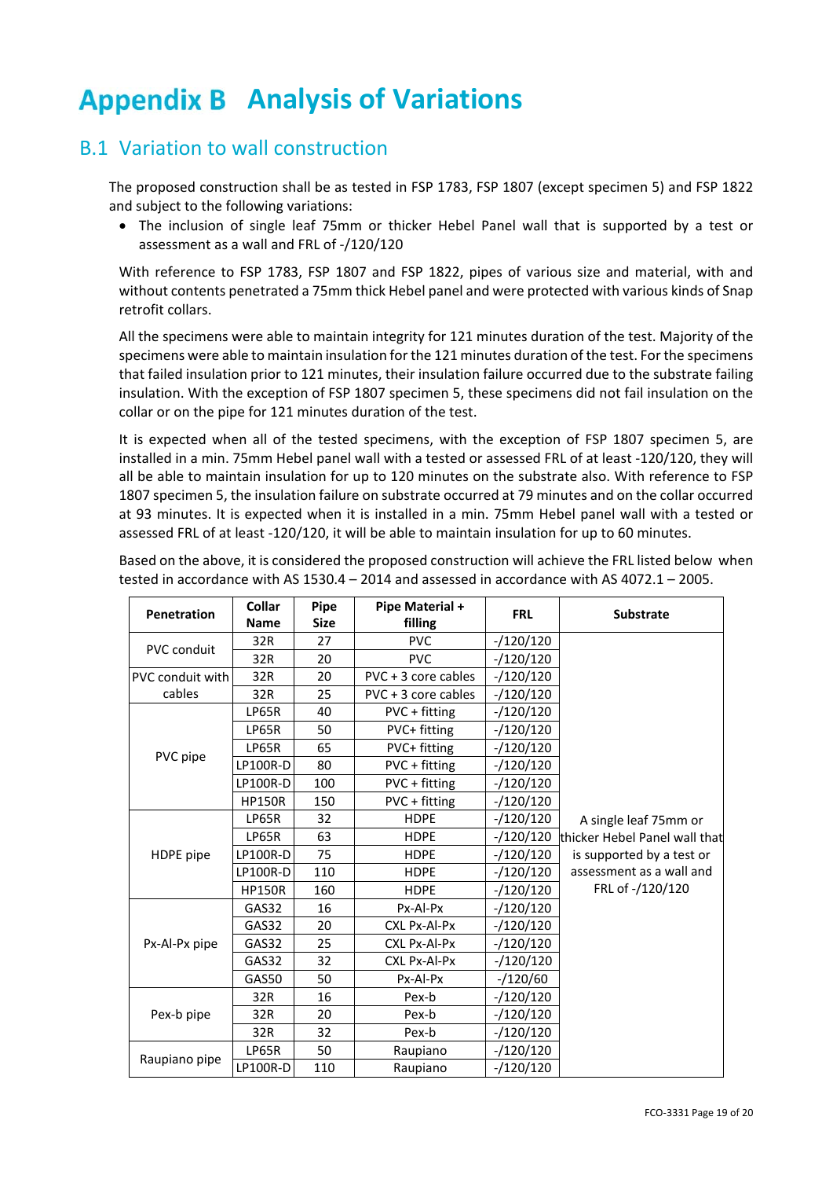# Appendix B Analysis of Variations

## B.1 Variation to wall construction

The proposed construction shall be as tested in FSP 1783, FSP 1807 (except specimen 5) and FSP 1822 and subject to the following variations:

- The inclusion of single leaf 75mm or thicker Hebel Panel wall that is supported by a test or assessment as a wall and FRL of -/120/120

With reference to FSP 1783, FSP 1807 and FSP 1822, pipes of various size and material, with and without contents penetrated a 75mm thick Hebel panel and were protected with various kinds of Snap retrofit collars.

All the specimens were able to maintain integrity for 121 minutes duration of the test. Majority of the specimens were able to maintain insulation for the 121 minutes duration of the test. For the specimens that failed insulation prior to 121 minutes, their insulation failure occurred due to the substrate failing insulation. With the exception of FSP 1807 specimen 5, these specimens did not fail insulation on the collar or on the pipe for 121 minutes duration of the test.

It is expected when all of the tested specimens, with the exception of FSP 1807 specimen 5, are installed in a min. 75mm Hebel panel wall with a tested or assessed FRL of at least -120/120, they will all be able to maintain insulation for up to 120 minutes on the substrate also. With reference to FSP 1807 specimen 5, the insulation failure on substrate occurred at 79 minutes and on the collar occurred at 93 minutes. It is expected when it is installed in a min. 75mm Hebel panel wall with a tested or assessed FRL of at least -120/120, it will be able to maintain insulation for up to 60 minutes.

Based on the above, it is considered the proposed construction will achieve the FRL listed below when tested in accordance with AS 1530.4 – 2014 and assessed in accordance with AS 4072.1 – 2005.

| Penetration | Collar Name | Pipe Size | Pipe Material + filling | FRL | Substrate |
|---|---|---|---|---|---|
| PVC conduit | 32R | 27 | PVC | -/120/120 | A single leaf 75mm or thicker Hebel Panel wall that is supported by a test or assessment as a wall and FRL of -/120/120 |
| | 32R | 20 | PVC | -/120/120 | |
| PVC conduit with cables | 32R | 20 | PVC + 3 core cables | -/120/120 | |
| | 32R | 25 | PVC + 3 core cables | -/120/120 | |
| PVC pipe | LP65R | 40 | PVC + fitting | -/120/120 | |
| | LP65R | 50 | PVC+ fitting | -/120/120 | |
| | LP65R | 65 | PVC+ fitting | -/120/120 | |
| | LP100R-D | 80 | PVC + fitting | -/120/120 | |
| | LP100R-D | 100 | PVC + fitting | -/120/120 | |
| | HP150R | 150 | PVC + fitting | -/120/120 | |
| HDPE pipe | LP65R | 32 | HDPE | -/120/120 | |
| | LP65R | 63 | HDPE | -/120/120 | |
| | LP100R-D | 75 | HDPE | -/120/120 | |
| | LP100R-D | 110 | HDPE | -/120/120 | |
| | HP150R | 160 | HDPE | -/120/120 | |
| Px-Al-Px pipe | GAS32 | 16 | Px-Al-Px | -/120/120 | |
| | GAS32 | 20 | CXL Px-Al-Px | -/120/120 | |
| | GAS32 | 25 | CXL Px-Al-Px | -/120/120 | |
| | GAS32 | 32 | CXL Px-Al-Px | -/120/120 | |
| | GAS50 | 50 | Px-Al-Px | -/120/60 | |
| Pex-b pipe | 32R | 16 | Pex-b | -/120/120 | |
| | 32R | 20 | Pex-b | -/120/120 | |
| | 32R | 32 | Pex-b | -/120/120 | |
| Raupiano pipe | LP65R | 50 | Raupiano | -/120/120 | |
| | LP100R-D | 110 | Raupiano | -/120/120 | |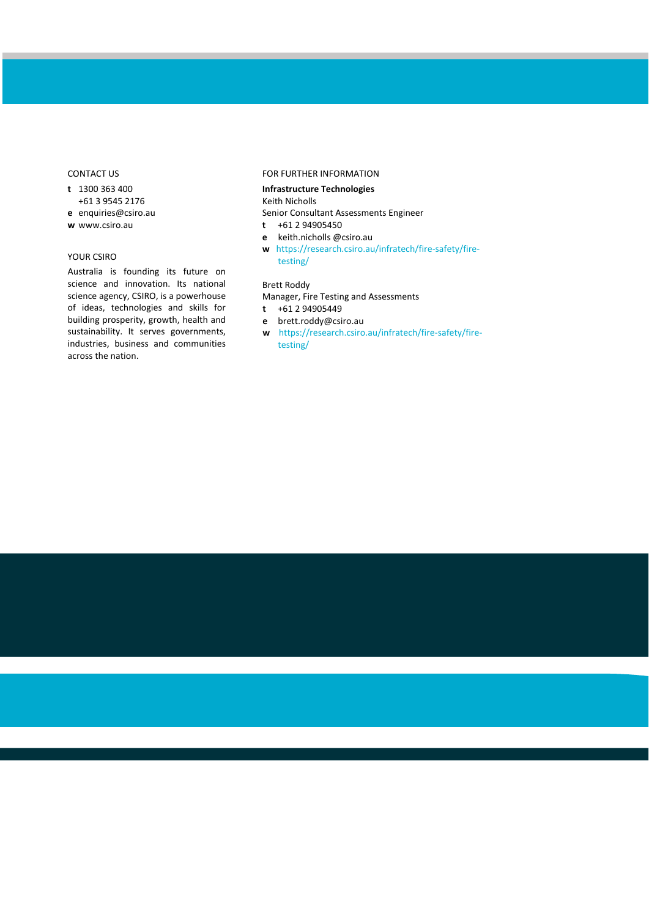CONTACT US

**t** 1300 363 400
+61 3 9545 2176
**e** enquiries@csiro.au
**w** www.csiro.au

YOUR CSIRO

Australia is founding its future on science and innovation. Its national science agency, CSIRO, is a powerhouse of ideas, technologies and skills for building prosperity, growth, health and sustainability. It serves governments, industries, business and communities across the nation.

FOR FURTHER INFORMATION

**Infrastructure Technologies**
Keith Nicholls
Senior Consultant Assessments Engineer
**t** +61 2 94905450
**e** keith.nicholls @csiro.au
**w** https://research.csiro.au/infratech/fire-safety/fire-testing/

Brett Roddy
Manager, Fire Testing and Assessments
**t** +61 2 94905449
**e** brett.roddy@csiro.au
**w** https://research.csiro.au/infratech/fire-safety/fire-testing/